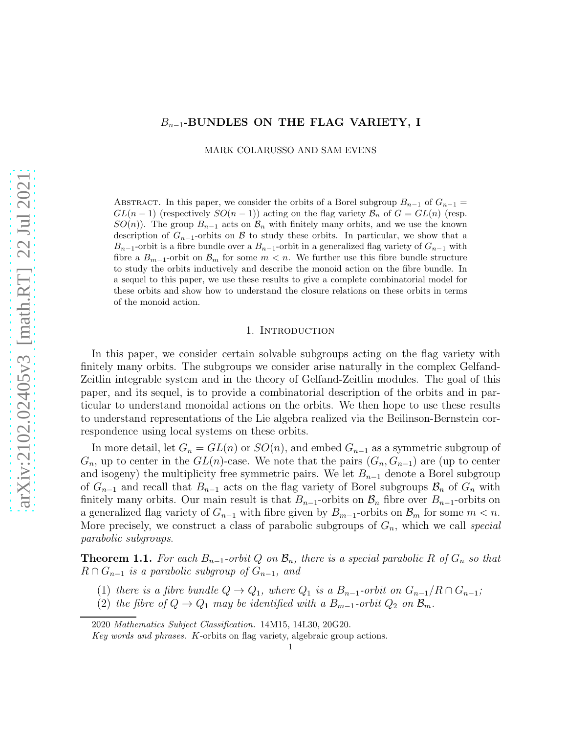# $B_{n-1}$-BUNDLES ON THE FLAG VARIETY, I

MARK COLARUSSO AND SAM EVENS

Abstract. In this paper, we consider the orbits of a Borel subgroup $B_{n-1}$ of $G_{n-1} = GL(n-1)$ (respectively $SO(n-1)$) acting on the flag variety $\mathcal{B}_n$ of $G = GL(n)$ (resp. $SO(n)$). The group $B_{n-1}$ acts on $\mathcal{B}_n$ with finitely many orbits, and we use the known description of $G_{n-1}$-orbits on $\mathcal{B}$ to study these orbits. In particular, we show that a $B_{n-1}$-orbit is a fibre bundle over a $B_{n-1}$-orbit in a generalized flag variety of $G_{n-1}$ with fibre a $B_{m-1}$-orbit on $\mathcal{B}_m$ for some $m < n$. We further use this fibre bundle structure to study the orbits inductively and describe the monoid action on the fibre bundle. In a sequel to this paper, we use these results to give a complete combinatorial model for these orbits and show how to understand the closure relations on these orbits in terms of the monoid action.

## 1. Introduction

In this paper, we consider certain solvable subgroups acting on the flag variety with finitely many orbits. The subgroups we consider arise naturally in the complex Gelfand-Zeitlin integrable system and in the theory of Gelfand-Zeitlin modules. The goal of this paper, and its sequel, is to provide a combinatorial description of the orbits and in particular to understand monoidal actions on the orbits. We then hope to use these results to understand representations of the Lie algebra realized via the Beilinson-Bernstein correspondence using local systems on these orbits.

In more detail, let $G_n = GL(n)$ or $SO(n)$, and embed $G_{n-1}$ as a symmetric subgroup of $G_n$, up to center in the $GL(n)$-case. We note that the pairs $(G_n, G_{n-1})$ are (up to center and isogeny) the multiplicity free symmetric pairs. We let $B_{n-1}$ denote a Borel subgroup of $G_{n-1}$ and recall that $B_{n-1}$ acts on the flag variety of Borel subgroups $\mathcal{B}_n$ of $G_n$ with finitely many orbits. Our main result is that $B_{n-1}$-orbits on $\mathcal{B}_n$ fibre over $B_{n-1}$-orbits on a generalized flag variety of $G_{n-1}$ with fibre given by $B_{m-1}$-orbits on $\mathcal{B}_m$ for some $m < n$. More precisely, we construct a class of parabolic subgroups of $G_n$, which we call *special parabolic subgroups*.

**Theorem 1.1.** *For each $B_{n-1}$-orbit $Q$ on $\mathcal{B}_n$, there is a special parabolic $R$ of $G_n$ so that $R \cap G_{n-1}$ is a parabolic subgroup of $G_{n-1}$, and*

1. *there is a fibre bundle $Q \to Q_1$, where $Q_1$ is a $B_{n-1}$-orbit on $G_{n-1}/R \cap G_{n-1}$;*
2. *the fibre of $Q \to Q_1$ may be identified with a $B_{m-1}$-orbit $Q_2$ on $\mathcal{B}_m$.*

2020 *Mathematics Subject Classification.* 14M15, 14L30, 20G20.

*Key words and phrases.* $K$-orbits on flag variety, algebraic group actions.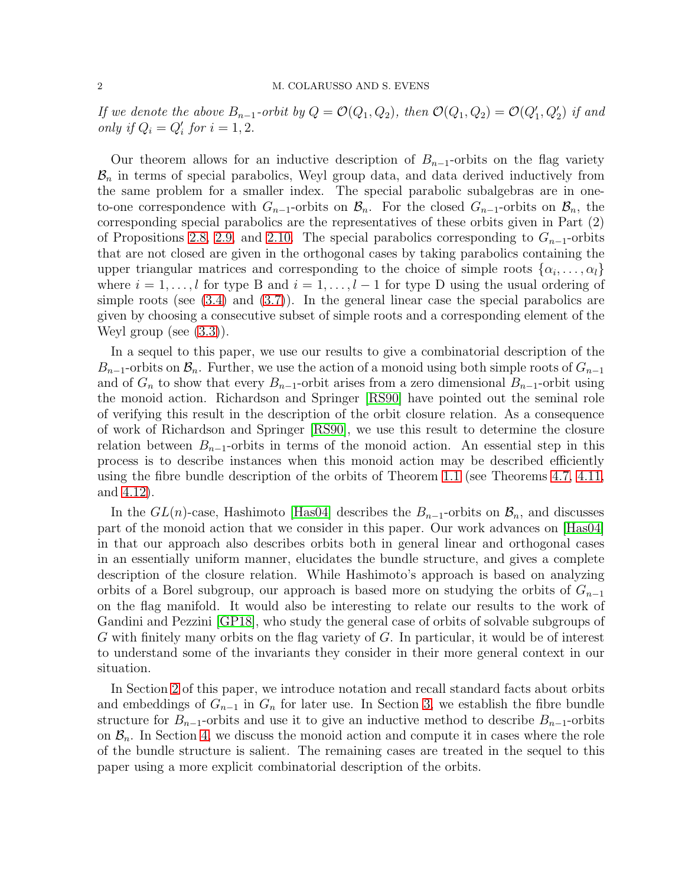*If we denote the above $B_{n-1}$-orbit by $Q = \mathcal{O}(Q_1, Q_2)$, then $\mathcal{O}(Q_1, Q_2) = \mathcal{O}(Q_1', Q_2')$ if and only if $Q_i = Q_i'$ for $i = 1, 2$.*

Our theorem allows for an inductive description of $B_{n-1}$-orbits on the flag variety $\mathcal{B}_n$ in terms of special parabolics, Weyl group data, and data derived inductively from the same problem for a smaller index. The special parabolic subalgebras are in one-to-one correspondence with $G_{n-1}$-orbits on $\mathcal{B}_n$. For the closed $G_{n-1}$-orbits on $\mathcal{B}_n$, the corresponding special parabolics are the representatives of these orbits given in Part (2) of Propositions 2.8, 2.9, and 2.10. The special parabolics corresponding to $G_{n-1}$-orbits that are not closed are given in the orthogonal cases by taking parabolics containing the upper triangular matrices and corresponding to the choice of simple roots $\{\alpha_i, \dots, \alpha_l\}$ where $i = 1, \dots, l$ for type B and $i = 1, \dots, l-1$ for type D using the usual ordering of simple roots (see (3.4) and (3.7)). In the general linear case the special parabolics are given by choosing a consecutive subset of simple roots and a corresponding element of the Weyl group (see (3.3)).

In a sequel to this paper, we use our results to give a combinatorial description of the $B_{n-1}$-orbits on $\mathcal{B}_n$. Further, we use the action of a monoid using both simple roots of $G_{n-1}$ and of $G_n$ to show that every $B_{n-1}$-orbit arises from a zero dimensional $B_{n-1}$-orbit using the monoid action. Richardson and Springer [RS90] have pointed out the seminal role of verifying this result in the description of the orbit closure relation. As a consequence of work of Richardson and Springer [RS90], we use this result to determine the closure relation between $B_{n-1}$-orbits in terms of the monoid action. An essential step in this process is to describe instances when this monoid action may be described efficiently using the fibre bundle description of the orbits of Theorem 1.1 (see Theorems 4.7, 4.11, and 4.12).

In the $GL(n)$-case, Hashimoto [Has04] describes the $B_{n-1}$-orbits on $\mathcal{B}_n$, and discusses part of the monoid action that we consider in this paper. Our work advances on [Has04] in that our approach also describes orbits both in general linear and orthogonal cases in an essentially uniform manner, elucidates the bundle structure, and gives a complete description of the closure relation. While Hashimoto's approach is based on analyzing orbits of a Borel subgroup, our approach is based more on studying the orbits of $G_{n-1}$ on the flag manifold. It would also be interesting to relate our results to the work of Gandini and Pezzini [GP18], who study the general case of orbits of solvable subgroups of $G$ with finitely many orbits on the flag variety of $G$. In particular, it would be of interest to understand some of the invariants they consider in their more general context in our situation.

In Section 2 of this paper, we introduce notation and recall standard facts about orbits and embeddings of $G_{n-1}$ in $G_n$ for later use. In Section 3, we establish the fibre bundle structure for $B_{n-1}$-orbits and use it to give an inductive method to describe $B_{n-1}$-orbits on $\mathcal{B}_n$. In Section 4, we discuss the monoid action and compute it in cases where the role of the bundle structure is salient. The remaining cases are treated in the sequel to this paper using a more explicit combinatorial description of the orbits.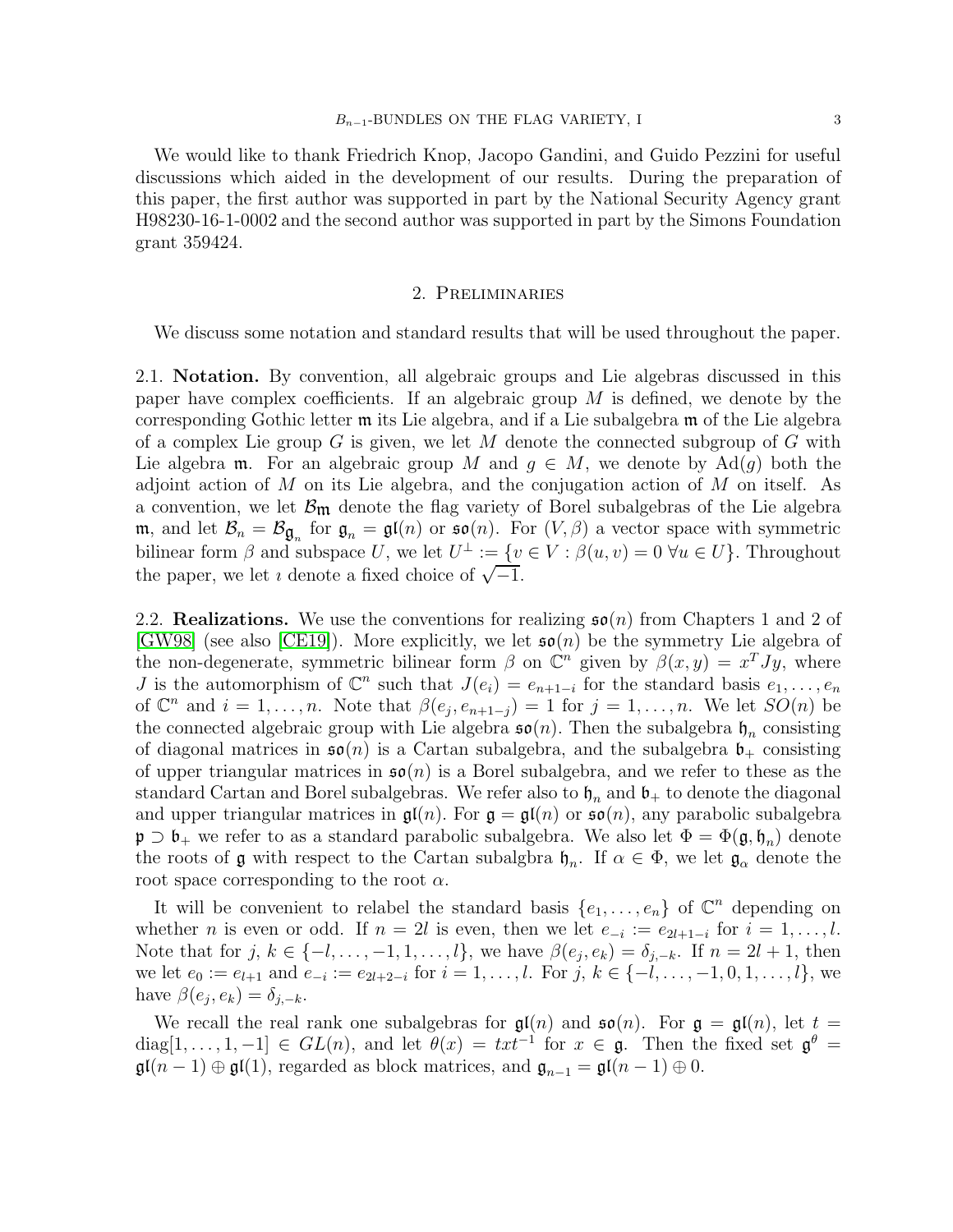We would like to thank Friedrich Knop, Jacopo Gandini, and Guido Pezzini for useful discussions which aided in the development of our results. During the preparation of this paper, the first author was supported in part by the National Security Agency grant H98230-16-1-0002 and the second author was supported in part by the Simons Foundation grant 359424.

## 2. Preliminaries

We discuss some notation and standard results that will be used throughout the paper.

2.1. **Notation.** By convention, all algebraic groups and Lie algebras discussed in this paper have complex coefficients. If an algebraic group $M$ is defined, we denote by the corresponding Gothic letter $\mathfrak{m}$ its Lie algebra, and if a Lie subalgebra $\mathfrak{m}$ of the Lie algebra of a complex Lie group $G$ is given, we let $M$ denote the connected subgroup of $G$ with Lie algebra $\mathfrak{m}$. For an algebraic group $M$ and $g \in M$, we denote by $\mathrm{Ad}(g)$ both the adjoint action of $M$ on its Lie algebra, and the conjugation action of $M$ on itself. As a convention, we let $\mathcal{B}_{\mathfrak{m}}$ denote the flag variety of Borel subalgebras of the Lie algebra $\mathfrak{m}$, and let $\mathcal{B}_n = \mathcal{B}_{\mathfrak{g}_n}$ for $\mathfrak{g}_n = \mathfrak{gl}(n)$ or $\mathfrak{so}(n)$. For $(V, \beta)$ a vector space with symmetric bilinear form $\beta$ and subspace $U$, we let $U^{\perp} := \{v \in V : \beta(u, v) = 0 \; \forall u \in U\}$. Throughout the paper, we let $\imath$ denote a fixed choice of $\sqrt{-1}$.

2.2. **Realizations.** We use the conventions for realizing $\mathfrak{so}(n)$ from Chapters 1 and 2 of [GW98] (see also [CE19]). More explicitly, we let $\mathfrak{so}(n)$ be the symmetry Lie algebra of the non-degenerate, symmetric bilinear form $\beta$ on $\mathbb{C}^n$ given by $\beta(x, y) = x^T J y$, where $J$ is the automorphism of $\mathbb{C}^n$ such that $J(e_i) = e_{n+1-i}$ for the standard basis $e_1, \ldots, e_n$ of $\mathbb{C}^n$ and $i = 1, \ldots, n$. Note that $\beta(e_j, e_{n+1-j}) = 1$ for $j = 1, \ldots, n$. We let $SO(n)$ be the connected algebraic group with Lie algebra $\mathfrak{so}(n)$. Then the subalgebra $\mathfrak{h}_n$ consisting of diagonal matrices in $\mathfrak{so}(n)$ is a Cartan subalgebra, and the subalgebra $\mathfrak{b}_+$ consisting of upper triangular matrices in $\mathfrak{so}(n)$ is a Borel subalgebra, and we refer to these as the standard Cartan and Borel subalgebras. We refer also to $\mathfrak{h}_n$ and $\mathfrak{b}_+$ to denote the diagonal and upper triangular matrices in $\mathfrak{gl}(n)$. For $\mathfrak{g} = \mathfrak{gl}(n)$ or $\mathfrak{so}(n)$, any parabolic subalgebra $\mathfrak{p} \supset \mathfrak{b}_+$ we refer to as a standard parabolic subalgebra. We also let $\Phi = \Phi(\mathfrak{g}, \mathfrak{h}_n)$ denote the roots of $\mathfrak{g}$ with respect to the Cartan subalgbra $\mathfrak{h}_n$. If $\alpha \in \Phi$, we let $\mathfrak{g}_{\alpha}$ denote the root space corresponding to the root $\alpha$.

It will be convenient to relabel the standard basis $\{e_1, \ldots, e_n\}$ of $\mathbb{C}^n$ depending on whether $n$ is even or odd. If $n = 2l$ is even, then we let $e_{-i} := e_{2l+1-i}$ for $i = 1, \ldots, l$. Note that for $j, k \in \{-l, \ldots, -1, 1, \ldots, l\}$, we have $\beta(e_j, e_k) = \delta_{j,-k}$. If $n = 2l + 1$, then we let $e_0 := e_{l+1}$ and $e_{-i} := e_{2l+2-i}$ for $i = 1, \ldots, l$. For $j, k \in \{-l, \ldots, -1, 0, 1, \ldots, l\}$, we have $\beta(e_j, e_k) = \delta_{j,-k}$.

We recall the real rank one subalgebras for $\mathfrak{gl}(n)$ and $\mathfrak{so}(n)$. For $\mathfrak{g} = \mathfrak{gl}(n)$, let $t = \mathrm{diag}[1, \ldots, 1, -1] \in GL(n)$, and let $\theta(x) = txt^{-1}$ for $x \in \mathfrak{g}$. Then the fixed set $\mathfrak{g}^{\theta} = \mathfrak{gl}(n-1) \oplus \mathfrak{gl}(1)$, regarded as block matrices, and $\mathfrak{g}_{n-1} = \mathfrak{gl}(n-1) \oplus 0$.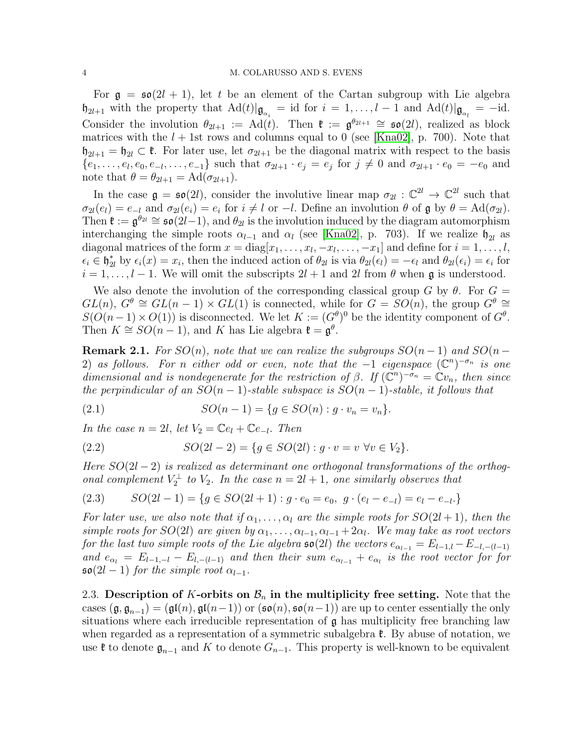For $\mathfrak{g} = \mathfrak{so}(2l+1)$, let $t$ be an element of the Cartan subgroup with Lie algebra $\mathfrak{h}_{2l+1}$ with the property that $\mathrm{Ad}(t)|_{\mathfrak{g}_{\alpha_i}} = \mathrm{id}$ for $i = 1, \dots, l-1$ and $\mathrm{Ad}(t)|_{\mathfrak{g}_{\alpha_l}} = -\mathrm{id}$. Consider the involution $\theta_{2l+1} := \mathrm{Ad}(t)$. Then $\mathfrak{k} := \mathfrak{g}^{\theta_{2l+1}} \cong \mathfrak{so}(2l)$, realized as block matrices with the $l+1$st rows and columns equal to 0 (see [Kna02], p. 700). Note that $\mathfrak{h}_{2l+1} = \mathfrak{h}_{2l} \subset \mathfrak{k}$. For later use, let $\sigma_{2l+1}$ be the diagonal matrix with respect to the basis $\{e_1, \dots, e_l, e_0, e_{-l}, \dots, e_{-1}\}$ such that $\sigma_{2l+1} \cdot e_j = e_j$ for $j \neq 0$ and $\sigma_{2l+1} \cdot e_0 = -e_0$ and note that $\theta = \theta_{2l+1} = \mathrm{Ad}(\sigma_{2l+1})$.

In the case $\mathfrak{g} = \mathfrak{so}(2l)$, consider the involutive linear map $\sigma_{2l} : \mathbb{C}^{2l} \to \mathbb{C}^{2l}$ such that $\sigma_{2l}(e_l) = e_{-l}$ and $\sigma_{2l}(e_i) = e_i$ for $i \neq l$ or $-l$. Define an involution $\theta$ of $\mathfrak{g}$ by $\theta = \mathrm{Ad}(\sigma_{2l})$. Then $\mathfrak{k} := \mathfrak{g}^{\theta_{2l}} \cong \mathfrak{so}(2l-1)$, and $\theta_{2l}$ is the involution induced by the diagram automorphism interchanging the simple roots $\alpha_{l-1}$ and $\alpha_l$ (see [Kna02], p. 703). If we realize $\mathfrak{h}_{2l}$ as diagonal matrices of the form $x = \mathrm{diag}[x_1, \dots, x_l, -x_l, \dots, -x_1]$ and define for $i = 1, \dots, l$, $\epsilon_i \in \mathfrak{h}_{2l}^*$ by $\epsilon_i(x) = x_i$, then the induced action of $\theta_{2l}$ is via $\theta_{2l}(\epsilon_l) = -\epsilon_l$ and $\theta_{2l}(\epsilon_i) = \epsilon_i$ for $i = 1, \dots, l-1$. We will omit the subscripts $2l+1$ and $2l$ from $\theta$ when $\mathfrak{g}$ is understood.

We also denote the involution of the corresponding classical group $G$ by $\theta$. For $G = GL(n)$, $G^\theta \cong GL(n-1) \times GL(1)$ is connected, while for $G = SO(n)$, the group $G^\theta \cong S(O(n-1) \times O(1))$ is disconnected. We let $K := (G^\theta)^0$ be the identity component of $G^\theta$. Then $K \cong SO(n-1)$, and $K$ has Lie algebra $\mathfrak{k} = \mathfrak{g}^\theta$.

**Remark 2.1.** *For $SO(n)$, note that we can realize the subgroups $SO(n-1)$ and $SO(n-2)$ as follows. For $n$ either odd or even, note that the $-1$ eigenspace $(\mathbb{C}^n)^{-\sigma_n}$ is one dimensional and is nondegenerate for the restriction of $\beta$. If $(\mathbb{C}^n)^{-\sigma_n} = \mathbb{C}v_n$, then since the perpindicular of an $SO(n-1)$-stable subspace is $SO(n-1)$-stable, it follows that*

$$SO(n-1) = \{g \in SO(n) : g \cdot v_n = v_n\}. \tag{2.1}$$

*In the case $n = 2l$, let $V_2 = \mathbb{C}e_l + \mathbb{C}e_{-l}$. Then*

$$SO(2l-2) = \{g \in SO(2l) : g \cdot v = v \ \forall v \in V_2\}. \tag{2.2}$$

*Here $SO(2l-2)$ is realized as determinant one orthogonal transformations of the orthogonal complement $V_2^\perp$ to $V_2$. In the case $n = 2l+1$, one similarly observes that*

$$SO(2l-1) = \{g \in SO(2l+1) : g \cdot e_0 = e_0, \ g \cdot (e_l - e_{-l}) = e_l - e_{-l}.\} \tag{2.3}$$

*For later use, we also note that if $\alpha_1, \dots, \alpha_l$ are the simple roots for $SO(2l+1)$, then the simple roots for $SO(2l)$ are given by $\alpha_1, \dots, \alpha_{l-1}, \alpha_{l-1} + 2\alpha_l$. We may take as root vectors for the last two simple roots of the Lie algebra $\mathfrak{so}(2l)$ the vectors $e_{\alpha_{l-1}} = E_{l-1,l} - E_{-l,-(l-1)}$ and $e_{\alpha_l} = E_{l-1,-l} - E_{l,-(l-1)}$ and then their sum $e_{\alpha_{l-1}} + e_{\alpha_l}$ is the root vector for for $\mathfrak{so}(2l-1)$ for the simple root $\alpha_{l-1}$.*

2.3. **Description of $K$-orbits on $\mathcal{B}_n$ in the multiplicity free setting.** Note that the cases $(\mathfrak{g}, \mathfrak{g}_{n-1}) = (\mathfrak{gl}(n), \mathfrak{gl}(n-1))$ or $(\mathfrak{so}(n), \mathfrak{so}(n-1))$ are up to center essentially the only situations where each irreducible representation of $\mathfrak{g}$ has multiplicity free branching law when regarded as a representation of a symmetric subalgebra $\mathfrak{k}$. By abuse of notation, we use $\mathfrak{k}$ to denote $\mathfrak{g}_{n-1}$ and $K$ to denote $G_{n-1}$. This property is well-known to be equivalent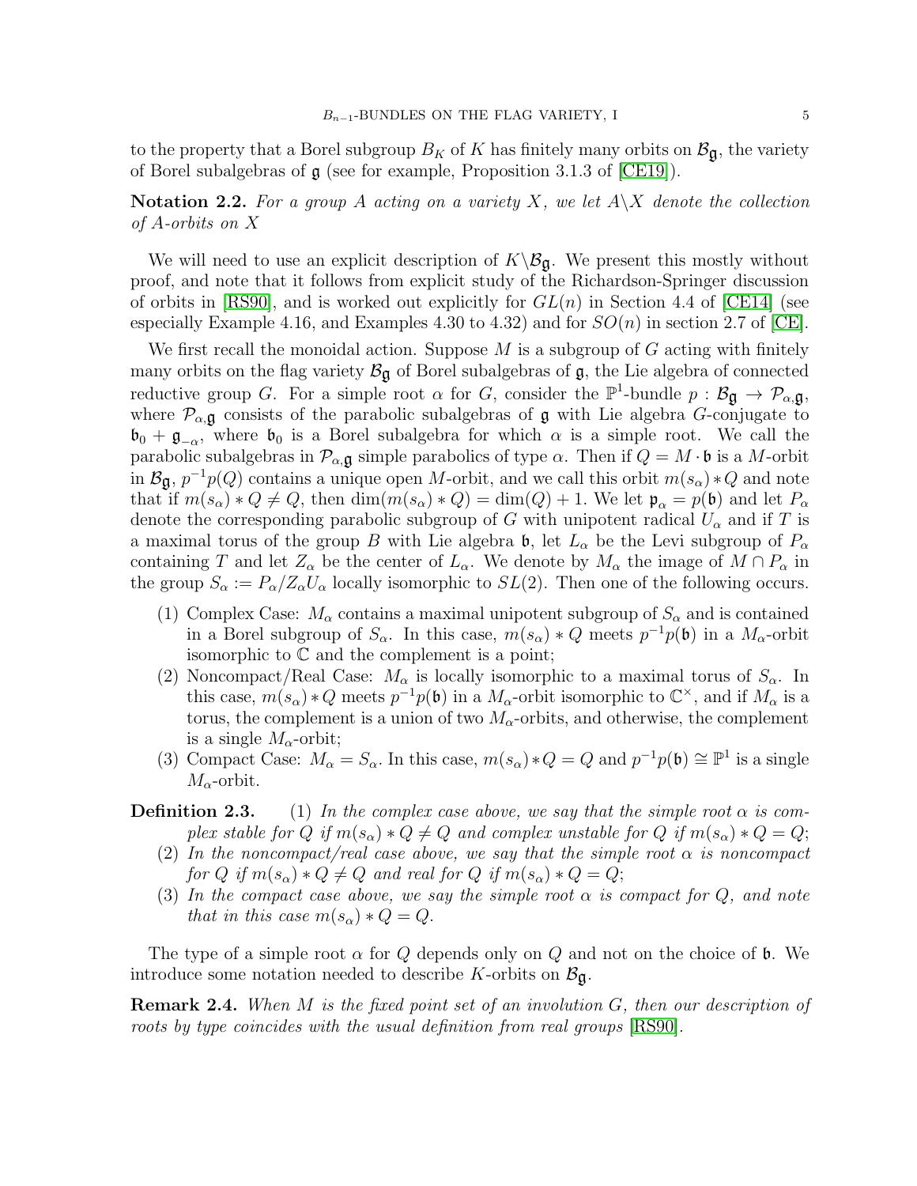to the property that a Borel subgroup $B_K$ of $K$ has finitely many orbits on $\mathcal{B}_{\mathfrak{g}}$, the variety of Borel subalgebras of $\mathfrak{g}$ (see for example, Proposition 3.1.3 of [CE19]).

**Notation 2.2.** *For a group $A$ acting on a variety $X$, we let $A\backslash X$ denote the collection of $A$-orbits on $X$*

We will need to use an explicit description of $K\backslash\mathcal{B}_{\mathfrak{g}}$. We present this mostly without proof, and note that it follows from explicit study of the Richardson-Springer discussion of orbits in [RS90], and is worked out explicitly for $GL(n)$ in Section 4.4 of [CE14] (see especially Example 4.16, and Examples 4.30 to 4.32) and for $SO(n)$ in section 2.7 of [CE].

We first recall the monoidal action. Suppose $M$ is a subgroup of $G$ acting with finitely many orbits on the flag variety $\mathcal{B}_{\mathfrak{g}}$ of Borel subalgebras of $\mathfrak{g}$, the Lie algebra of connected reductive group $G$. For a simple root $\alpha$ for $G$, consider the $\mathbb{P}^1$-bundle $p : \mathcal{B}_{\mathfrak{g}} \to \mathcal{P}_{\alpha,\mathfrak{g}}$, where $\mathcal{P}_{\alpha,\mathfrak{g}}$ consists of the parabolic subalgebras of $\mathfrak{g}$ with Lie algebra $G$-conjugate to $\mathfrak{b}_0 + \mathfrak{g}_{-\alpha}$, where $\mathfrak{b}_0$ is a Borel subalgebra for which $\alpha$ is a simple root. We call the parabolic subalgebras in $\mathcal{P}_{\alpha,\mathfrak{g}}$ simple parabolics of type $\alpha$. Then if $Q = M \cdot \mathfrak{b}$ is a $M$-orbit in $\mathcal{B}_{\mathfrak{g}}$, $p^{-1}p(Q)$ contains a unique open $M$-orbit, and we call this orbit $m(s_\alpha) * Q$ and note that if $m(s_\alpha) * Q \neq Q$, then $\dim(m(s_\alpha) * Q) = \dim(Q) + 1$. We let $\mathfrak{p}_\alpha = p(\mathfrak{b})$ and let $P_\alpha$ denote the corresponding parabolic subgroup of $G$ with unipotent radical $U_\alpha$ and if $T$ is a maximal torus of the group $B$ with Lie algebra $\mathfrak{b}$, let $L_\alpha$ be the Levi subgroup of $P_\alpha$ containing $T$ and let $Z_\alpha$ be the center of $L_\alpha$. We denote by $M_\alpha$ the image of $M \cap P_\alpha$ in the group $S_\alpha := P_\alpha/Z_\alpha U_\alpha$ locally isomorphic to $SL(2)$. Then one of the following occurs.

1. Complex Case: $M_\alpha$ contains a maximal unipotent subgroup of $S_\alpha$ and is contained in a Borel subgroup of $S_\alpha$. In this case, $m(s_\alpha) * Q$ meets $p^{-1}p(\mathfrak{b})$ in a $M_\alpha$-orbit isomorphic to $\mathbb{C}$ and the complement is a point;
2. Noncompact/Real Case: $M_\alpha$ is locally isomorphic to a maximal torus of $S_\alpha$. In this case, $m(s_\alpha) * Q$ meets $p^{-1}p(\mathfrak{b})$ in a $M_\alpha$-orbit isomorphic to $\mathbb{C}^\times$, and if $M_\alpha$ is a torus, the complement is a union of two $M_\alpha$-orbits, and otherwise, the complement is a single $M_\alpha$-orbit;
3. Compact Case: $M_\alpha = S_\alpha$. In this case, $m(s_\alpha) * Q = Q$ and $p^{-1}p(\mathfrak{b}) \cong \mathbb{P}^1$ is a single $M_\alpha$-orbit.

**Definition 2.3.**
1. *In the complex case above, we say that the simple root $\alpha$ is complex stable for $Q$ if $m(s_\alpha) * Q \neq Q$ and complex unstable for $Q$ if $m(s_\alpha) * Q = Q$;*
2. *In the noncompact/real case above, we say that the simple root $\alpha$ is noncompact for $Q$ if $m(s_\alpha) * Q \neq Q$ and real for $Q$ if $m(s_\alpha) * Q = Q$;*
3. *In the compact case above, we say the simple root $\alpha$ is compact for $Q$, and note that in this case $m(s_\alpha) * Q = Q$.*

The type of a simple root $\alpha$ for $Q$ depends only on $Q$ and not on the choice of $\mathfrak{b}$. We introduce some notation needed to describe $K$-orbits on $\mathcal{B}_{\mathfrak{g}}$.

**Remark 2.4.** *When $M$ is the fixed point set of an involution $G$, then our description of roots by type coincides with the usual definition from real groups [RS90].*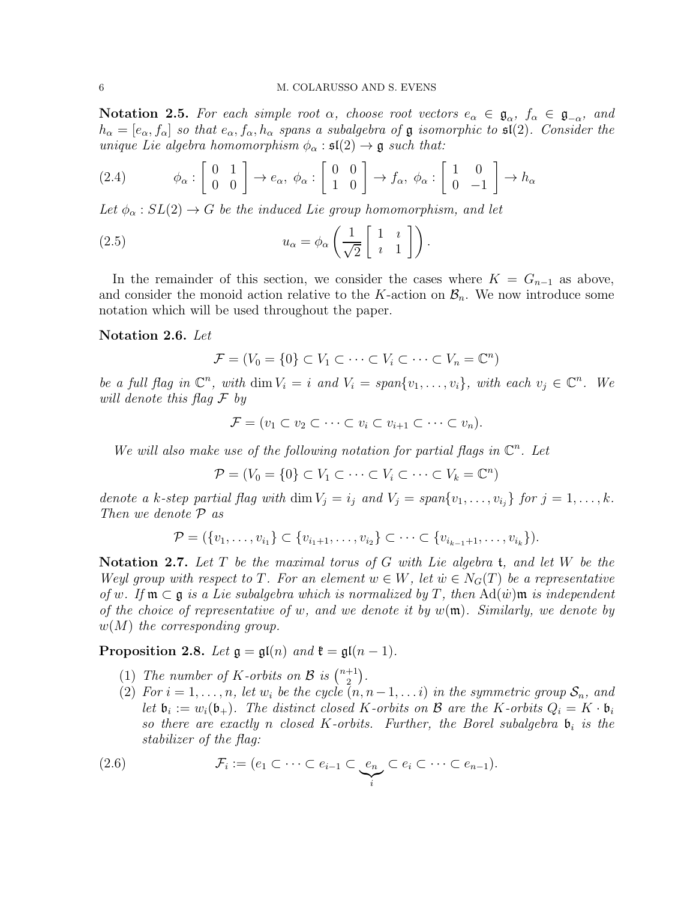**Notation 2.5.** *For each simple root $\alpha$, choose root vectors $e_\alpha \in \mathfrak{g}_\alpha$, $f_\alpha \in \mathfrak{g}_{-\alpha}$, and $h_\alpha = [e_\alpha, f_\alpha]$ so that $e_\alpha, f_\alpha, h_\alpha$ spans a subalgebra of $\mathfrak{g}$ isomorphic to $\mathfrak{sl}(2)$. Consider the unique Lie algebra homomorphism $\phi_\alpha : \mathfrak{sl}(2) \to \mathfrak{g}$ such that:*

$$\phi_\alpha : \begin{bmatrix} 0 & 1 \\ 0 & 0 \end{bmatrix} \to e_\alpha,\ \phi_\alpha : \begin{bmatrix} 0 & 0 \\ 1 & 0 \end{bmatrix} \to f_\alpha,\ \phi_\alpha : \begin{bmatrix} 1 & 0 \\ 0 & -1 \end{bmatrix} \to h_\alpha \tag{2.4}$$

*Let $\phi_\alpha : SL(2) \to G$ be the induced Lie group homomorphism, and let*

$$u_\alpha = \phi_\alpha \left( \frac{1}{\sqrt{2}} \begin{bmatrix} 1 & \imath \\ \imath & 1 \end{bmatrix} \right). \tag{2.5}$$

In the remainder of this section, we consider the cases where $K = G_{n-1}$ as above, and consider the monoid action relative to the $K$-action on $\mathcal{B}_n$. We now introduce some notation which will be used throughout the paper.

**Notation 2.6.** *Let*

$$\mathcal{F} = (V_0 = \{0\} \subset V_1 \subset \cdots \subset V_i \subset \cdots \subset V_n = \mathbb{C}^n)$$

*be a full flag in $\mathbb{C}^n$, with $\dim V_i = i$ and $V_i = span\{v_1, \ldots, v_i\}$, with each $v_j \in \mathbb{C}^n$. We will denote this flag $\mathcal{F}$ by*

$$\mathcal{F} = (v_1 \subset v_2 \subset \cdots \subset v_i \subset v_{i+1} \subset \cdots \subset v_n).$$

*We will also make use of the following notation for partial flags in $\mathbb{C}^n$. Let*

$$\mathcal{P} = (V_0 = \{0\} \subset V_1 \subset \cdots \subset V_i \subset \cdots \subset V_k = \mathbb{C}^n)$$

*denote a $k$-step partial flag with $\dim V_j = i_j$ and $V_j = span\{v_1, \ldots, v_{i_j}\}$ for $j = 1, \ldots, k$. Then we denote $\mathcal{P}$ as*

$$\mathcal{P} = (\{v_1, \ldots, v_{i_1}\} \subset \{v_{i_1+1}, \ldots, v_{i_2}\} \subset \cdots \subset \{v_{i_{k-1}+1}, \ldots, v_{i_k}\}).$$

**Notation 2.7.** *Let $T$ be the maximal torus of $G$ with Lie algebra $\mathfrak{t}$, and let $W$ be the Weyl group with respect to $T$. For an element $w \in W$, let $\dot{w} \in N_G(T)$ be a representative of $w$. If $\mathfrak{m} \subset \mathfrak{g}$ is a Lie subalgebra which is normalized by $T$, then $\mathrm{Ad}(\dot{w})\mathfrak{m}$ is independent of the choice of representative of $w$, and we denote it by $w(\mathfrak{m})$. Similarly, we denote by $w(M)$ the corresponding group.*

**Proposition 2.8.** *Let $\mathfrak{g} = \mathfrak{gl}(n)$ and $\mathfrak{k} = \mathfrak{gl}(n-1)$.*

1. *The number of $K$-orbits on $\mathcal{B}$ is $\binom{n+1}{2}$.*
2. *For $i = 1, \ldots, n$, let $w_i$ be the cycle $(n, n-1, \ldots i)$ in the symmetric group $\mathcal{S}_n$, and let $\mathfrak{b}_i := w_i(\mathfrak{b}_+)$. The distinct closed $K$-orbits on $\mathcal{B}$ are the $K$-orbits $Q_i = K \cdot \mathfrak{b}_i$ so there are exactly $n$ closed $K$-orbits. Further, the Borel subalgebra $\mathfrak{b}_i$ is the stabilizer of the flag:*

$$\mathcal{F}_i := (e_1 \subset \cdots \subset e_{i-1} \subset \underbrace{e_n}_{i} \subset e_i \subset \cdots \subset e_{n-1}). \tag{2.6}$$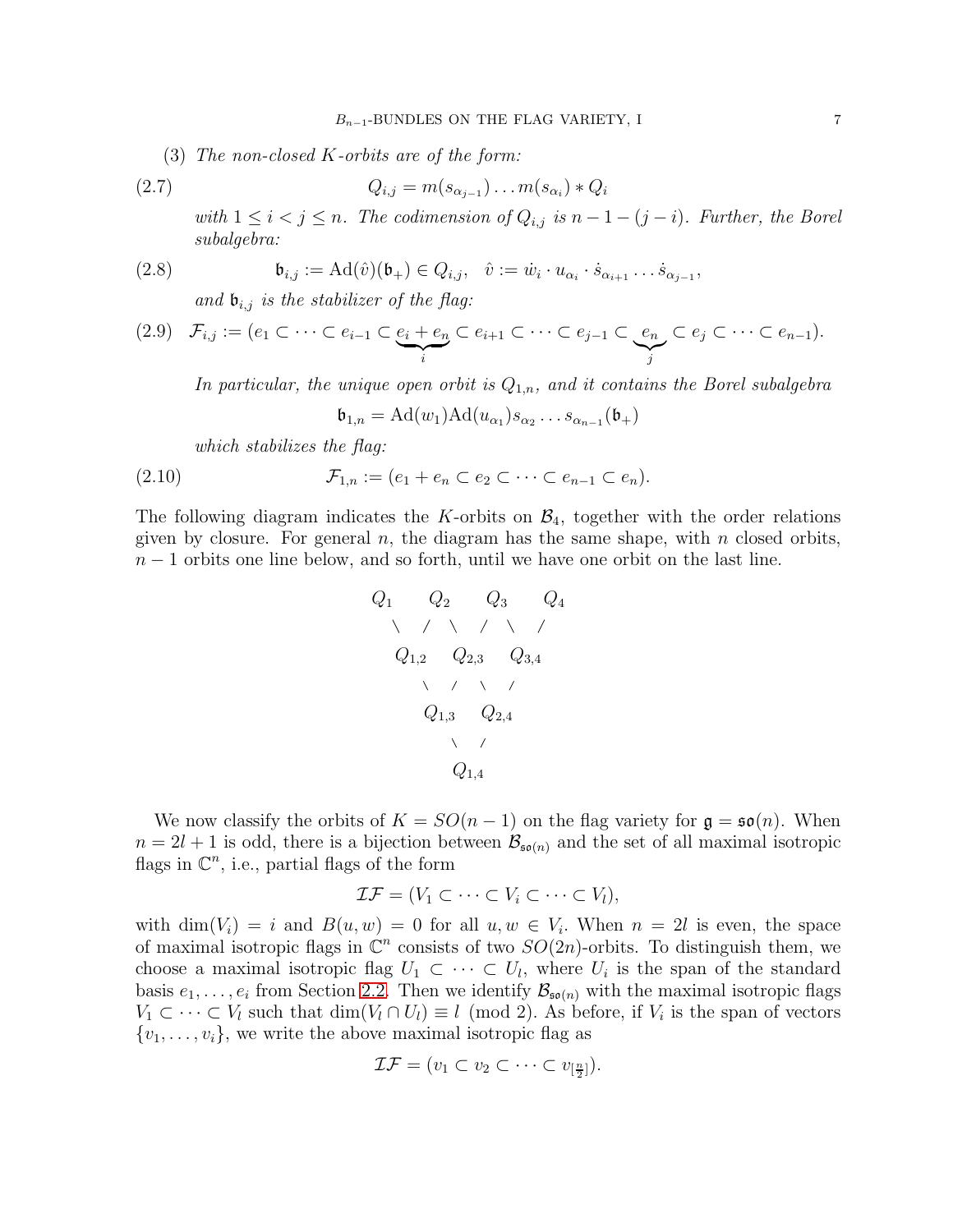(3) *The non-closed $K$-orbits are of the form:*

$$Q_{i,j} = m(s_{\alpha_{j-1}}) \dots m(s_{\alpha_i}) * Q_i \tag{2.7}$$

*with $1 \leq i < j \leq n$. The codimension of $Q_{i,j}$ is $n-1-(j-i)$. Further, the Borel subalgebra:*

$$\mathfrak{b}_{i,j} := \mathrm{Ad}(\hat{v})(\mathfrak{b}_+) \in Q_{i,j}, \quad \hat{v} := \dot{w}_i \cdot u_{\alpha_i} \cdot \dot{s}_{\alpha_{i+1}} \dots \dot{s}_{\alpha_{j-1}}, \tag{2.8}$$

*and $\mathfrak{b}_{i,j}$ is the stabilizer of the flag:*

$$\mathcal{F}_{i,j} := (e_1 \subset \dots \subset e_{i-1} \subset \underbrace{e_i + e_n}_{i} \subset e_{i+1} \subset \dots \subset e_{j-1} \subset \underbrace{e_n}_{j} \subset e_j \subset \dots \subset e_{n-1}). \tag{2.9}$$

*In particular, the unique open orbit is $Q_{1,n}$, and it contains the Borel subalgebra*

$$\mathfrak{b}_{1,n} = \mathrm{Ad}(w_1)\mathrm{Ad}(u_{\alpha_1})s_{\alpha_2} \dots s_{\alpha_{n-1}}(\mathfrak{b}_+)$$

*which stabilizes the flag:*

$$\mathcal{F}_{1,n} := (e_1 + e_n \subset e_2 \subset \dots \subset e_{n-1} \subset e_n). \tag{2.10}$$

The following diagram indicates the $K$-orbits on $\mathcal{B}_4$, together with the order relations given by closure. For general $n$, the diagram has the same shape, with $n$ closed orbits, $n-1$ orbits one line below, and so forth, until we have one orbit on the last line.

$$\begin{array}{ccccccc}
Q_1 & & Q_2 & & Q_3 & & Q_4 \\
& \diagdown \; \diagup & & \diagdown \; \diagup & & \diagdown \; \diagup & \\
& Q_{1,2} & & Q_{2,3} & & Q_{3,4} & \\
& & \diagdown \; \diagup & & \diagdown \; \diagup & & \\
& & Q_{1,3} & & Q_{2,4} & & \\
& & & \diagdown \; \diagup & & & \\
& & & Q_{1,4} & & &
\end{array}$$

We now classify the orbits of $K = SO(n-1)$ on the flag variety for $\mathfrak{g} = \mathfrak{so}(n)$. When $n = 2l+1$ is odd, there is a bijection between $\mathcal{B}_{\mathfrak{so}(n)}$ and the set of all maximal isotropic flags in $\mathbb{C}^n$, i.e., partial flags of the form

$$\mathcal{IF} = (V_1 \subset \dots \subset V_i \subset \dots \subset V_l),$$

with $\dim(V_i) = i$ and $B(u, w) = 0$ for all $u, w \in V_i$. When $n = 2l$ is even, the space of maximal isotropic flags in $\mathbb{C}^n$ consists of two $SO(2n)$-orbits. To distinguish them, we choose a maximal isotropic flag $U_1 \subset \dots \subset U_l$, where $U_i$ is the span of the standard basis $e_1, \dots, e_i$ from Section 2.2. Then we identify $\mathcal{B}_{\mathfrak{so}(n)}$ with the maximal isotropic flags $V_1 \subset \dots \subset V_l$ such that $\dim(V_l \cap U_l) \equiv l \pmod 2$. As before, if $V_i$ is the span of vectors $\{v_1, \dots, v_i\}$, we write the above maximal isotropic flag as

$$\mathcal{IF} = (v_1 \subset v_2 \subset \dots \subset v_{[\frac{n}{2}]}).$$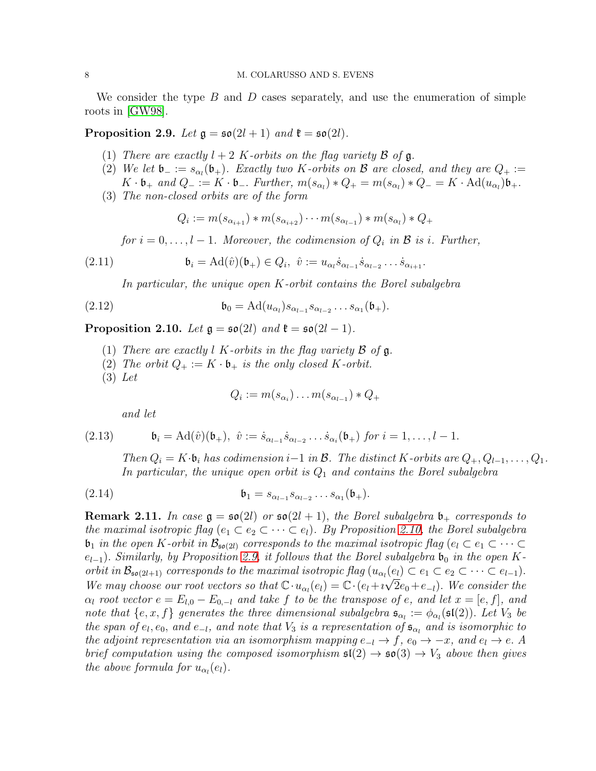We consider the type $B$ and $D$ cases separately, and use the enumeration of simple roots in [GW98].

**Proposition 2.9.** *Let $\mathfrak{g} = \mathfrak{so}(2l+1)$ and $\mathfrak{k} = \mathfrak{so}(2l)$.*

1. *There are exactly $l+2$ $K$-orbits on the flag variety $\mathcal{B}$ of $\mathfrak{g}$.*
2. *We let $\mathfrak{b}_- := s_{\alpha_l}(\mathfrak{b}_+)$. Exactly two $K$-orbits on $\mathcal{B}$ are closed, and they are $Q_+ := K \cdot \mathfrak{b}_+$ and $Q_- := K \cdot \mathfrak{b}_-$. Further, $m(s_{\alpha_l}) * Q_+ = m(s_{\alpha_l}) * Q_- = K \cdot \mathrm{Ad}(u_{\alpha_l})\mathfrak{b}_+$.*
3. *The non-closed orbits are of the form*
$$Q_i := m(s_{\alpha_{i+1}}) * m(s_{\alpha_{i+2}}) \cdots m(s_{\alpha_{l-1}}) * m(s_{\alpha_l}) * Q_+$$
*for $i = 0, \ldots, l-1$. Moreover, the codimension of $Q_i$ in $\mathcal{B}$ is $i$. Further,*
$$\mathfrak{b}_i = \mathrm{Ad}(\hat{v})(\mathfrak{b}_+) \in Q_i, \ \hat{v} := u_{\alpha_l}\dot{s}_{\alpha_{l-1}}\dot{s}_{\alpha_{l-2}} \ldots \dot{s}_{\alpha_{i+1}}. \tag{2.11}$$
*In particular, the unique open $K$-orbit contains the Borel subalgebra*
$$\mathfrak{b}_0 = \mathrm{Ad}(u_{\alpha_l})s_{\alpha_{l-1}}s_{\alpha_{l-2}} \ldots s_{\alpha_1}(\mathfrak{b}_+). \tag{2.12}$$

**Proposition 2.10.** *Let $\mathfrak{g} = \mathfrak{so}(2l)$ and $\mathfrak{k} = \mathfrak{so}(2l-1)$.*

1. *There are exactly $l$ $K$-orbits in the flag variety $\mathcal{B}$ of $\mathfrak{g}$.*
2. *The orbit $Q_+ := K \cdot \mathfrak{b}_+$ is the only closed $K$-orbit.*
3. *Let*
$$Q_i := m(s_{\alpha_i}) \ldots m(s_{\alpha_{l-1}}) * Q_+$$
*and let*
$$\mathfrak{b}_i = \mathrm{Ad}(\hat{v})(\mathfrak{b}_+), \ \hat{v} := \dot{s}_{\alpha_{l-1}}\dot{s}_{\alpha_{l-2}} \ldots \dot{s}_{\alpha_i}(\mathfrak{b}_+) \text{ for } i = 1, \ldots, l-1. \tag{2.13}$$
*Then $Q_i = K \cdot \mathfrak{b}_i$ has codimension $i-1$ in $\mathcal{B}$. The distinct $K$-orbits are $Q_+, Q_{l-1}, \ldots, Q_1$. In particular, the unique open orbit is $Q_1$ and contains the Borel subalgebra*
$$\mathfrak{b}_1 = s_{\alpha_{l-1}}s_{\alpha_{l-2}} \ldots s_{\alpha_1}(\mathfrak{b}_+). \tag{2.14}$$

**Remark 2.11.** *In case $\mathfrak{g} = \mathfrak{so}(2l)$ or $\mathfrak{so}(2l+1)$, the Borel subalgebra $\mathfrak{b}_+$ corresponds to the maximal isotropic flag $(e_1 \subset e_2 \subset \cdots \subset e_l)$. By Proposition 2.10, the Borel subalgebra $\mathfrak{b}_1$ in the open $K$-orbit in $\mathcal{B}_{\mathfrak{so}(2l)}$ corresponds to the maximal isotropic flag $(e_l \subset e_1 \subset \cdots \subset e_{l-1})$. Similarly, by Proposition 2.9, it follows that the Borel subalgebra $\mathfrak{b}_0$ in the open $K$-orbit in $\mathcal{B}_{\mathfrak{so}(2l+1)}$ corresponds to the maximal isotropic flag $(u_{\alpha_l}(e_l) \subset e_1 \subset e_2 \subset \cdots \subset e_{l-1})$. We may choose our root vectors so that $\mathbb{C} \cdot u_{\alpha_l}(e_l) = \mathbb{C} \cdot (e_l + \imath\sqrt{2}e_0 + e_{-l})$. We consider the $\alpha_l$ root vector $e = E_{l,0} - E_{0,-l}$ and take $f$ to be the transpose of $e$, and let $x = [e, f]$, and note that $\{e, x, f\}$ generates the three dimensional subalgebra $\mathfrak{s}_{\alpha_l} := \phi_{\alpha_l}(\mathfrak{sl}(2))$. Let $V_3$ be the span of $e_l, e_0$, and $e_{-l}$, and note that $V_3$ is a representation of $\mathfrak{s}_{\alpha_l}$ and is isomorphic to the adjoint representation via an isomorphism mapping $e_{-l} \to f$, $e_0 \to -x$, and $e_l \to e$. A brief computation using the composed isomorphism $\mathfrak{sl}(2) \to \mathfrak{so}(3) \to V_3$ above then gives the above formula for $u_{\alpha_l}(e_l)$.*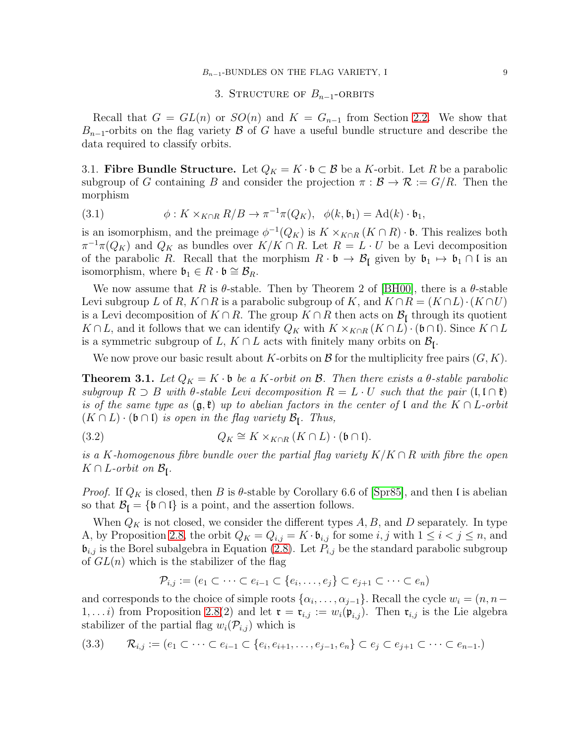## 3. Structure of $B_{n-1}$-orbits

Recall that $G = GL(n)$ or $SO(n)$ and $K = G_{n-1}$ from Section 2.2. We show that $B_{n-1}$-orbits on the flag variety $\mathcal{B}$ of $G$ have a useful bundle structure and describe the data required to classify orbits.

3.1. **Fibre Bundle Structure.** Let $Q_K = K \cdot \mathfrak{b} \subset \mathcal{B}$ be a $K$-orbit. Let $R$ be a parabolic subgroup of $G$ containing $B$ and consider the projection $\pi : \mathcal{B} \to \mathcal{R} := G/R$. Then the morphism

$$\phi : K \times_{K\cap R} R/B \to \pi^{-1}\pi(Q_K), \quad \phi(k, \mathfrak{b}_1) = \mathrm{Ad}(k) \cdot \mathfrak{b}_1, \tag{3.1}$$

is an isomorphism, and the preimage $\phi^{-1}(Q_K)$ is $K \times_{K\cap R} (K \cap R) \cdot \mathfrak{b}$. This realizes both $\pi^{-1}\pi(Q_K)$ and $Q_K$ as bundles over $K/K \cap R$. Let $R = L \cdot U$ be a Levi decomposition of the parabolic $R$. Recall that the morphism $R \cdot \mathfrak{b} \to \mathcal{B}_{\mathfrak{l}}$ given by $\mathfrak{b}_1 \mapsto \mathfrak{b}_1 \cap \mathfrak{l}$ is an isomorphism, where $\mathfrak{b}_1 \in R \cdot \mathfrak{b} \cong \mathcal{B}_R$.

We now assume that $R$ is $\theta$-stable. Then by Theorem 2 of [BH00], there is a $\theta$-stable Levi subgroup $L$ of $R$, $K \cap R$ is a parabolic subgroup of $K$, and $K \cap R = (K \cap L) \cdot (K \cap U)$ is a Levi decomposition of $K \cap R$. The group $K \cap R$ then acts on $\mathcal{B}_{\mathfrak{l}}$ through its quotient $K \cap L$, and it follows that we can identify $Q_K$ with $K \times_{K\cap R} (K \cap L) \cdot (\mathfrak{b} \cap \mathfrak{l})$. Since $K \cap L$ is a symmetric subgroup of $L$, $K \cap L$ acts with finitely many orbits on $\mathcal{B}_{\mathfrak{l}}$.

We now prove our basic result about $K$-orbits on $\mathcal{B}$ for the multiplicity free pairs $(G, K)$.

**Theorem 3.1.** *Let $Q_K = K \cdot \mathfrak{b}$ be a $K$-orbit on $\mathcal{B}$. Then there exists a $\theta$-stable parabolic subgroup $R \supset B$ with $\theta$-stable Levi decomposition $R = L \cdot U$ such that the pair $(\mathfrak{l}, \mathfrak{l} \cap \mathfrak{k})$ is of the same type as $(\mathfrak{g}, \mathfrak{k})$ up to abelian factors in the center of $\mathfrak{l}$ and the $K \cap L$-orbit $(K \cap L) \cdot (\mathfrak{b} \cap \mathfrak{l})$ is open in the flag variety $\mathcal{B}_{\mathfrak{l}}$. Thus,*

$$Q_K \cong K \times_{K\cap R} (K \cap L) \cdot (\mathfrak{b} \cap \mathfrak{l}). \tag{3.2}$$

*is a $K$-homogenous fibre bundle over the partial flag variety $K/K \cap R$ with fibre the open $K \cap L$-orbit on $\mathcal{B}_{\mathfrak{l}}$.*

*Proof.* If $Q_K$ is closed, then $B$ is $\theta$-stable by Corollary 6.6 of [Spr85], and then $\mathfrak{l}$ is abelian so that $\mathcal{B}_{\mathfrak{l}} = \{\mathfrak{b} \cap \mathfrak{l}\}$ is a point, and the assertion follows.

When $Q_K$ is not closed, we consider the different types A, B, and D separately. In type A, by Proposition 2.8, the orbit $Q_K = Q_{i,j} = K \cdot \mathfrak{b}_{i,j}$ for some $i, j$ with $1 \leq i < j \leq n$, and $\mathfrak{b}_{i,j}$ is the Borel subalgebra in Equation (2.8). Let $P_{i,j}$ be the standard parabolic subgroup of $GL(n)$ which is the stabilizer of the flag

$$\mathcal{P}_{i,j} := (e_1 \subset \cdots \subset e_{i-1} \subset \{e_i, \ldots, e_j\} \subset e_{j+1} \subset \cdots \subset e_n)$$

and corresponds to the choice of simple roots $\{\alpha_i, \ldots, \alpha_{j-1}\}$. Recall the cycle $w_i = (n, n-1, \ldots i)$ from Proposition 2.8(2) and let $\mathfrak{r} = \mathfrak{r}_{i,j} := w_i(\mathfrak{p}_{i,j})$. Then $\mathfrak{r}_{i,j}$ is the Lie algebra stabilizer of the partial flag $w_i(\mathcal{P}_{i,j})$ which is

$$\mathcal{R}_{i,j} := (e_1 \subset \cdots \subset e_{i-1} \subset \{e_i, e_{i+1}, \ldots, e_{j-1}, e_n\} \subset e_j \subset e_{j+1} \subset \cdots \subset e_{n-1}.) \tag{3.3}$$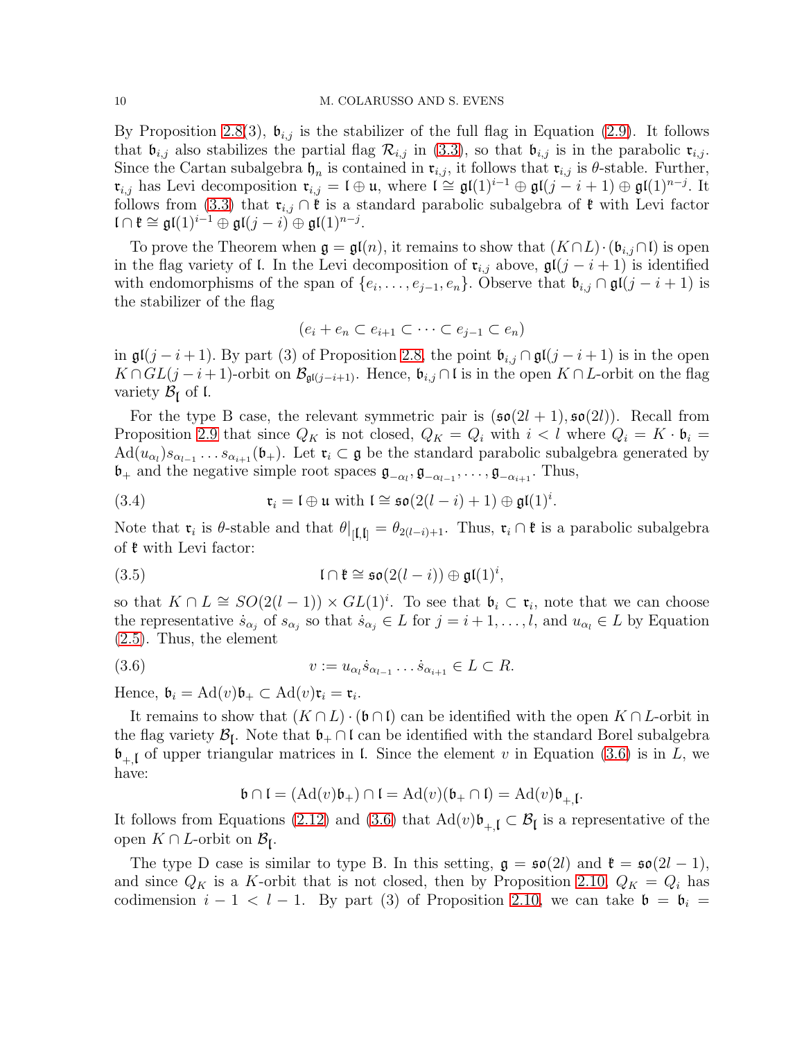By Proposition 2.8(3), $\mathfrak{b}_{i,j}$ is the stabilizer of the full flag in Equation (2.9). It follows that $\mathfrak{b}_{i,j}$ also stabilizes the partial flag $\mathcal{R}_{i,j}$ in (3.3), so that $\mathfrak{b}_{i,j}$ is in the parabolic $\mathfrak{r}_{i,j}$. Since the Cartan subalgebra $\mathfrak{h}_n$ is contained in $\mathfrak{r}_{i,j}$, it follows that $\mathfrak{r}_{i,j}$ is $\theta$-stable. Further, $\mathfrak{r}_{i,j}$ has Levi decomposition $\mathfrak{r}_{i,j} = \mathfrak{l} \oplus \mathfrak{u}$, where $\mathfrak{l} \cong \mathfrak{gl}(1)^{i-1} \oplus \mathfrak{gl}(j-i+1) \oplus \mathfrak{gl}(1)^{n-j}$. It follows from (3.3) that $\mathfrak{r}_{i,j} \cap \mathfrak{k}$ is a standard parabolic subalgebra of $\mathfrak{k}$ with Levi factor $\mathfrak{l} \cap \mathfrak{k} \cong \mathfrak{gl}(1)^{i-1} \oplus \mathfrak{gl}(j-i) \oplus \mathfrak{gl}(1)^{n-j}$.

To prove the Theorem when $\mathfrak{g} = \mathfrak{gl}(n)$, it remains to show that $(K \cap L) \cdot (\mathfrak{b}_{i,j} \cap \mathfrak{l})$ is open in the flag variety of $\mathfrak{l}$. In the Levi decomposition of $\mathfrak{r}_{i,j}$ above, $\mathfrak{gl}(j-i+1)$ is identified with endomorphisms of the span of $\{e_i, \ldots, e_{j-1}, e_n\}$. Observe that $\mathfrak{b}_{i,j} \cap \mathfrak{gl}(j-i+1)$ is the stabilizer of the flag

$$(e_i + e_n \subset e_{i+1} \subset \cdots \subset e_{j-1} \subset e_n)$$

in $\mathfrak{gl}(j-i+1)$. By part (3) of Proposition 2.8, the point $\mathfrak{b}_{i,j} \cap \mathfrak{gl}(j-i+1)$ is in the open $K \cap GL(j-i+1)$-orbit on $\mathcal{B}_{\mathfrak{gl}(j-i+1)}$. Hence, $\mathfrak{b}_{i,j} \cap \mathfrak{l}$ is in the open $K \cap L$-orbit on the flag variety $\mathcal{B}_{\mathfrak{l}}$ of $\mathfrak{l}$.

For the type B case, the relevant symmetric pair is $(\mathfrak{so}(2l+1), \mathfrak{so}(2l))$. Recall from Proposition 2.9 that since $Q_K$ is not closed, $Q_K = Q_i$ with $i < l$ where $Q_i = K \cdot \mathfrak{b}_i = \mathrm{Ad}(u_{\alpha_l}) s_{\alpha_{l-1}} \ldots s_{\alpha_{i+1}}(\mathfrak{b}_+)$. Let $\mathfrak{r}_i \subset \mathfrak{g}$ be the standard parabolic subalgebra generated by $\mathfrak{b}_+$ and the negative simple root spaces $\mathfrak{g}_{-\alpha_l}, \mathfrak{g}_{-\alpha_{l-1}}, \ldots, \mathfrak{g}_{-\alpha_{i+1}}$. Thus,

$$\mathfrak{r}_i = \mathfrak{l} \oplus \mathfrak{u} \text{ with } \mathfrak{l} \cong \mathfrak{so}(2(l-i)+1) \oplus \mathfrak{gl}(1)^i. \tag{3.4}$$

Note that $\mathfrak{r}_i$ is $\theta$-stable and that $\theta|_{[\mathfrak{l},\mathfrak{l}]} = \theta_{2(l-i)+1}$. Thus, $\mathfrak{r}_i \cap \mathfrak{k}$ is a parabolic subalgebra of $\mathfrak{k}$ with Levi factor:

$$\mathfrak{l} \cap \mathfrak{k} \cong \mathfrak{so}(2(l-i)) \oplus \mathfrak{gl}(1)^i, \tag{3.5}$$

so that $K \cap L \cong SO(2(l-1)) \times GL(1)^i$. To see that $\mathfrak{b}_i \subset \mathfrak{r}_i$, note that we can choose the representative $\dot{s}_{\alpha_j}$ of $s_{\alpha_j}$ so that $\dot{s}_{\alpha_j} \in L$ for $j = i+1, \ldots, l$, and $u_{\alpha_l} \in L$ by Equation (2.5). Thus, the element

$$v := u_{\alpha_l} \dot{s}_{\alpha_{l-1}} \ldots \dot{s}_{\alpha_{i+1}} \in L \subset R. \tag{3.6}$$

Hence, $\mathfrak{b}_i = \mathrm{Ad}(v)\mathfrak{b}_+ \subset \mathrm{Ad}(v)\mathfrak{r}_i = \mathfrak{r}_i$.

It remains to show that $(K \cap L) \cdot (\mathfrak{b} \cap \mathfrak{l})$ can be identified with the open $K \cap L$-orbit in the flag variety $\mathcal{B}_{\mathfrak{l}}$. Note that $\mathfrak{b}_+ \cap \mathfrak{l}$ can be identified with the standard Borel subalgebra $\mathfrak{b}_{+,\mathfrak{l}}$ of upper triangular matrices in $\mathfrak{l}$. Since the element $v$ in Equation (3.6) is in $L$, we have:

$$\mathfrak{b} \cap \mathfrak{l} = (\mathrm{Ad}(v)\mathfrak{b}_+) \cap \mathfrak{l} = \mathrm{Ad}(v)(\mathfrak{b}_+ \cap \mathfrak{l}) = \mathrm{Ad}(v)\mathfrak{b}_{+,\mathfrak{l}}.$$

It follows from Equations (2.12) and (3.6) that $\mathrm{Ad}(v)\mathfrak{b}_{+,\mathfrak{l}} \subset \mathcal{B}_{\mathfrak{l}}$ is a representative of the open $K \cap L$-orbit on $\mathcal{B}_{\mathfrak{l}}$.

The type D case is similar to type B. In this setting, $\mathfrak{g} = \mathfrak{so}(2l)$ and $\mathfrak{k} = \mathfrak{so}(2l-1)$, and since $Q_K$ is a $K$-orbit that is not closed, then by Proposition 2.10, $Q_K = Q_i$ has codimension $i-1 < l-1$. By part (3) of Proposition 2.10, we can take $\mathfrak{b} = \mathfrak{b}_i =$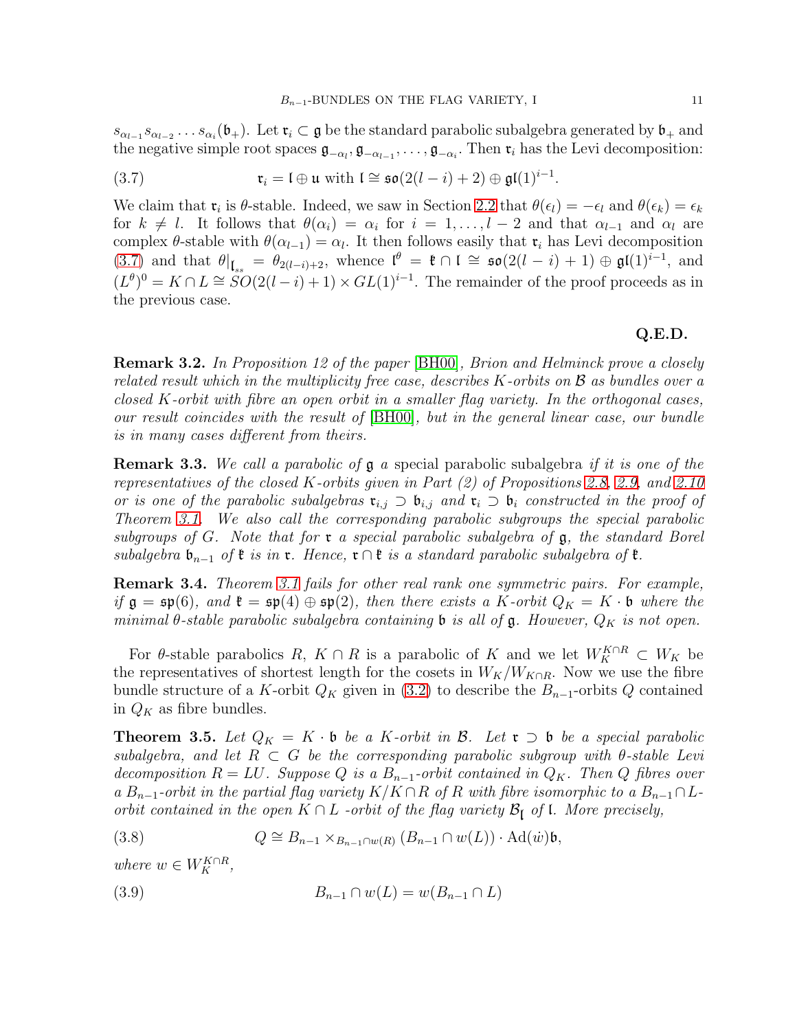$s_{\alpha_{l-1}} s_{\alpha_{l-2}} \dots s_{\alpha_i}(\mathfrak{b}_+)$. Let $\mathfrak{r}_i \subset \mathfrak{g}$ be the standard parabolic subalgebra generated by $\mathfrak{b}_+$ and the negative simple root spaces $\mathfrak{g}_{-\alpha_l}, \mathfrak{g}_{-\alpha_{l-1}}, \dots, \mathfrak{g}_{-\alpha_i}$. Then $\mathfrak{r}_i$ has the Levi decomposition:

$$\mathfrak{r}_i = \mathfrak{l} \oplus \mathfrak{u} \text{ with } \mathfrak{l} \cong \mathfrak{so}(2(l-i)+2) \oplus \mathfrak{gl}(1)^{i-1}. \tag{3.7}$$

We claim that $\mathfrak{r}_i$ is $\theta$-stable. Indeed, we saw in Section 2.2 that $\theta(\epsilon_l) = -\epsilon_l$ and $\theta(\epsilon_k) = \epsilon_k$ for $k \neq l$. It follows that $\theta(\alpha_i) = \alpha_i$ for $i = 1, \dots, l-2$ and that $\alpha_{l-1}$ and $\alpha_l$ are complex $\theta$-stable with $\theta(\alpha_{l-1}) = \alpha_l$. It then follows easily that $\mathfrak{r}_i$ has Levi decomposition (3.7) and that $\theta|_{\mathfrak{l}_{ss}} = \theta_{2(l-i)+2}$, whence $\mathfrak{l}^\theta = \mathfrak{k} \cap \mathfrak{l} \cong \mathfrak{so}(2(l-i)+1) \oplus \mathfrak{gl}(1)^{i-1}$, and $(L^\theta)^0 = K \cap L \cong SO(2(l-i)+1) \times GL(1)^{i-1}$. The remainder of the proof proceeds as in the previous case.

**Q.E.D.**

**Remark 3.2.** *In Proposition 12 of the paper* [BH00]*, Brion and Helminck prove a closely related result which in the multiplicity free case, describes $K$-orbits on $\mathcal{B}$ as bundles over a closed $K$-orbit with fibre an open orbit in a smaller flag variety. In the orthogonal cases, our result coincides with the result of* [BH00]*, but in the general linear case, our bundle is in many cases different from theirs.*

**Remark 3.3.** *We call a parabolic of $\mathfrak{g}$ a* special parabolic subalgebra *if it is one of the representatives of the closed $K$-orbits given in Part (2) of Propositions 2.8, 2.9, and 2.10 or is one of the parabolic subalgebras $\mathfrak{r}_{i,j} \supset \mathfrak{b}_{i,j}$ and $\mathfrak{r}_i \supset \mathfrak{b}_i$ constructed in the proof of Theorem 3.1. We also call the corresponding parabolic subgroups the special parabolic subgroups of $G$. Note that for $\mathfrak{r}$ a special parabolic subalgebra of $\mathfrak{g}$, the standard Borel subalgebra $\mathfrak{b}_{n-1}$ of $\mathfrak{k}$ is in $\mathfrak{r}$. Hence, $\mathfrak{r} \cap \mathfrak{k}$ is a standard parabolic subalgebra of $\mathfrak{k}$.*

**Remark 3.4.** *Theorem 3.1 fails for other real rank one symmetric pairs. For example, if $\mathfrak{g} = \mathfrak{sp}(6)$, and $\mathfrak{k} = \mathfrak{sp}(4) \oplus \mathfrak{sp}(2)$, then there exists a $K$-orbit $Q_K = K \cdot \mathfrak{b}$ where the minimal $\theta$-stable parabolic subalgebra containing $\mathfrak{b}$ is all of $\mathfrak{g}$. However, $Q_K$ is not open.*

For $\theta$-stable parabolics $R$, $K \cap R$ is a parabolic of $K$ and we let $W_K^{K\cap R} \subset W_K$ be the representatives of shortest length for the cosets in $W_K/W_{K\cap R}$. Now we use the fibre bundle structure of a $K$-orbit $Q_K$ given in (3.2) to describe the $B_{n-1}$-orbits $Q$ contained in $Q_K$ as fibre bundles.

**Theorem 3.5.** *Let $Q_K = K \cdot \mathfrak{b}$ be a $K$-orbit in $\mathcal{B}$. Let $\mathfrak{r} \supset \mathfrak{b}$ be a special parabolic subalgebra, and let $R \subset G$ be the corresponding parabolic subgroup with $\theta$-stable Levi decomposition $R = LU$. Suppose $Q$ is a $B_{n-1}$-orbit contained in $Q_K$. Then $Q$ fibres over a $B_{n-1}$-orbit in the partial flag variety $K/K \cap R$ of $R$ with fibre isomorphic to a $B_{n-1} \cap L$-orbit contained in the open $K \cap L$ -orbit of the flag variety $\mathcal{B}_{\mathfrak{l}}$ of $\mathfrak{l}$. More precisely,*

$$Q \cong B_{n-1} \times_{B_{n-1} \cap w(R)} (B_{n-1} \cap w(L)) \cdot \mathrm{Ad}(\dot{w})\mathfrak{b}, \tag{3.8}$$

*where $w \in W_K^{K\cap R}$,*

$$B_{n-1} \cap w(L) = w(B_{n-1} \cap L) \tag{3.9}$$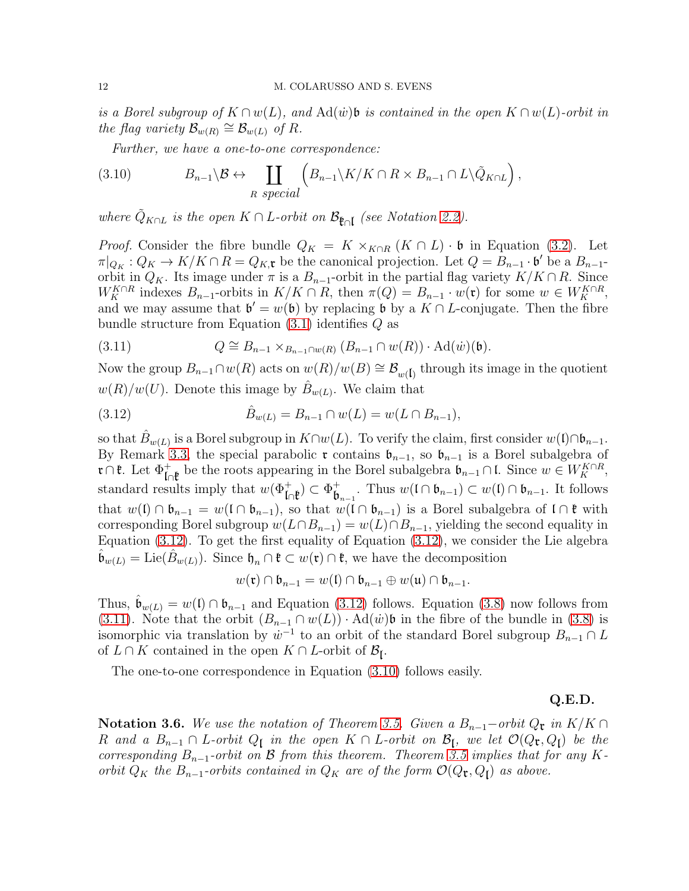*is a Borel subgroup of $K \cap w(L)$, and $\mathrm{Ad}(\dot{w})\mathfrak{b}$ is contained in the open $K \cap w(L)$-orbit in the flag variety $\mathcal{B}_{w(R)} \cong \mathcal{B}_{w(L)}$ of $R$.*

*Further, we have a one-to-one correspondence:*

$$B_{n-1}\backslash\mathcal{B} \leftrightarrow \coprod_{R \text{ special}} \left( B_{n-1}\backslash K/K \cap R \times B_{n-1} \cap L\backslash\tilde{Q}_{K\cap L} \right), \tag{3.10}$$

*where $\tilde{Q}_{K\cap L}$ is the open $K \cap L$-orbit on $\mathcal{B}_{\mathfrak{k}\cap\mathfrak{l}}$ (see Notation 2.2).*

*Proof.* Consider the fibre bundle $Q_K = K \times_{K\cap R} (K \cap L) \cdot \mathfrak{b}$ in Equation (3.2). Let $\pi|_{Q_K} : Q_K \to K/K \cap R = Q_{K,\mathfrak{r}}$ be the canonical projection. Let $Q = B_{n-1} \cdot \mathfrak{b}'$ be a $B_{n-1}$-orbit in $Q_K$. Its image under $\pi$ is a $B_{n-1}$-orbit in the partial flag variety $K/K \cap R$. Since $W_K^{K\cap R}$ indexes $B_{n-1}$-orbits in $K/K \cap R$, then $\pi(Q) = B_{n-1} \cdot w(\mathfrak{r})$ for some $w \in W_K^{K\cap R}$, and we may assume that $\mathfrak{b}' = w(\mathfrak{b})$ by replacing $\mathfrak{b}$ by a $K \cap L$-conjugate. Then the fibre bundle structure from Equation (3.1) identifies $Q$ as

$$Q \cong B_{n-1} \times_{B_{n-1}\cap w(R)} (B_{n-1} \cap w(R)) \cdot \mathrm{Ad}(\dot{w})(\mathfrak{b}). \tag{3.11}$$

Now the group $B_{n-1}\cap w(R)$ acts on $w(R)/w(B) \cong \mathcal{B}_{w(\mathfrak{l})}$ through its image in the quotient $w(R)/w(U)$. Denote this image by $\hat{B}_{w(L)}$. We claim that

$$\hat{B}_{w(L)} = B_{n-1} \cap w(L) = w(L \cap B_{n-1}), \tag{3.12}$$

so that $\hat{B}_{w(L)}$ is a Borel subgroup in $K\cap w(L)$. To verify the claim, first consider $w(\mathfrak{l})\cap\mathfrak{b}_{n-1}$. By Remark 3.3, the special parabolic $\mathfrak{r}$ contains $\mathfrak{b}_{n-1}$, so $\mathfrak{b}_{n-1}$ is a Borel subalgebra of $\mathfrak{r}\cap\mathfrak{k}$. Let $\Phi^+_{\mathfrak{l}\cap\mathfrak{k}}$ be the roots appearing in the Borel subalgebra $\mathfrak{b}_{n-1}\cap\mathfrak{l}$. Since $w \in W_K^{K\cap R}$, standard results imply that $w(\Phi^+_{\mathfrak{l}\cap\mathfrak{k}}) \subset \Phi^+_{\mathfrak{b}_{n-1}}$. Thus $w(\mathfrak{l} \cap \mathfrak{b}_{n-1}) \subset w(\mathfrak{l}) \cap \mathfrak{b}_{n-1}$. It follows that $w(\mathfrak{l}) \cap \mathfrak{b}_{n-1} = w(\mathfrak{l} \cap \mathfrak{b}_{n-1})$, so that $w(\mathfrak{l} \cap \mathfrak{b}_{n-1})$ is a Borel subalgebra of $\mathfrak{l} \cap \mathfrak{k}$ with corresponding Borel subgroup $w(L\cap B_{n-1}) = w(L)\cap B_{n-1}$, yielding the second equality in Equation (3.12). To get the first equality of Equation (3.12), we consider the Lie algebra $\hat{\mathfrak{b}}_{w(L)} = \mathrm{Lie}(\hat{B}_{w(L)})$. Since $\mathfrak{h}_n \cap \mathfrak{k} \subset w(\mathfrak{r}) \cap \mathfrak{k}$, we have the decomposition

$$w(\mathfrak{r}) \cap \mathfrak{b}_{n-1} = w(\mathfrak{l}) \cap \mathfrak{b}_{n-1} \oplus w(\mathfrak{u}) \cap \mathfrak{b}_{n-1}.$$

Thus, $\hat{\mathfrak{b}}_{w(L)} = w(\mathfrak{l}) \cap \mathfrak{b}_{n-1}$ and Equation (3.12) follows. Equation (3.8) now follows from (3.11). Note that the orbit $(B_{n-1} \cap w(L)) \cdot \mathrm{Ad}(\dot{w})\mathfrak{b}$ in the fibre of the bundle in (3.8) is isomorphic via translation by $\dot{w}^{-1}$ to an orbit of the standard Borel subgroup $B_{n-1} \cap L$ of $L \cap K$ contained in the open $K \cap L$-orbit of $\mathcal{B}_{\mathfrak{l}}$.

The one-to-one correspondence in Equation (3.10) follows easily.

**Q.E.D.**

**Notation 3.6.** *We use the notation of Theorem 3.5. Given a $B_{n-1}-$orbit $Q_{\mathfrak{r}}$ in $K/K \cap R$ and a $B_{n-1} \cap L$-orbit $Q_{\mathfrak{l}}$ in the open $K \cap L$-orbit on $\mathcal{B}_{\mathfrak{l}}$, we let $\mathcal{O}(Q_{\mathfrak{r}}, Q_{\mathfrak{l}})$ be the corresponding $B_{n-1}$-orbit on $\mathcal{B}$ from this theorem. Theorem 3.5 implies that for any $K$-orbit $Q_K$ the $B_{n-1}$-orbits contained in $Q_K$ are of the form $\mathcal{O}(Q_{\mathfrak{r}}, Q_{\mathfrak{l}})$ as above.*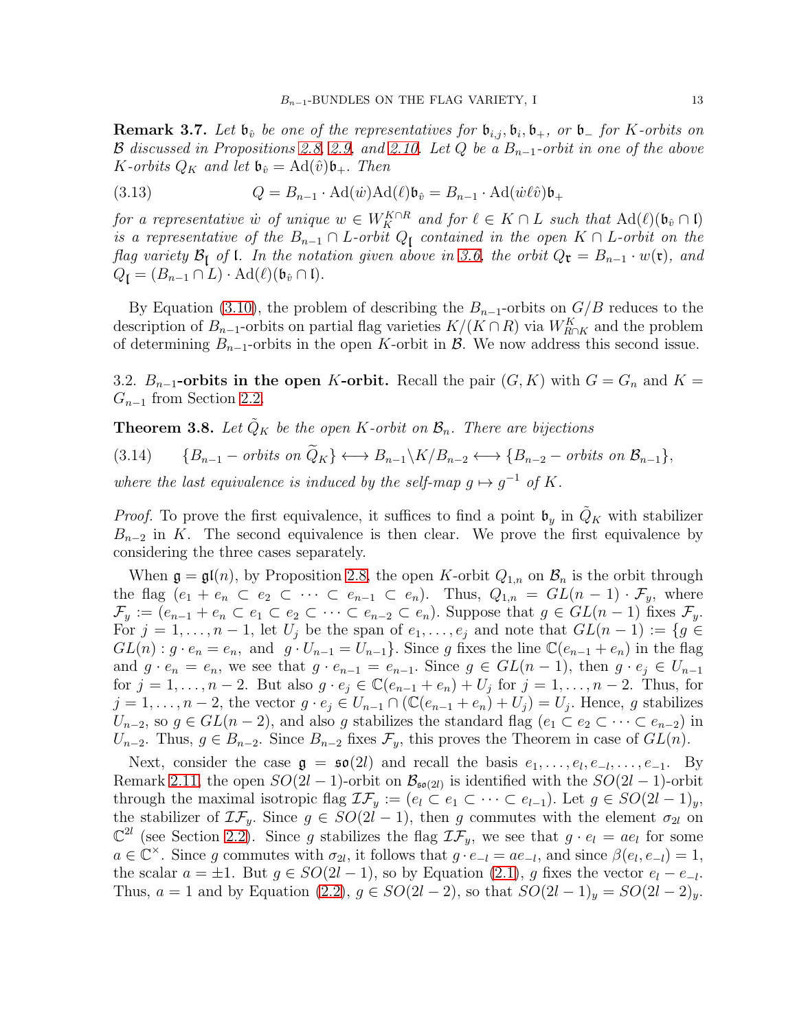**Remark 3.7.** *Let $\mathfrak{b}_{\hat{v}}$ be one of the representatives for $\mathfrak{b}_{i,j}, \mathfrak{b}_i, \mathfrak{b}_+$, or $\mathfrak{b}_-$ for $K$-orbits on $\mathcal{B}$ discussed in Propositions 2.8, 2.9, and 2.10. Let $Q$ be a $B_{n-1}$-orbit in one of the above $K$-orbits $Q_K$ and let $\mathfrak{b}_{\hat{v}} = \mathrm{Ad}(\hat{v})\mathfrak{b}_+$. Then*

$$Q = B_{n-1} \cdot \mathrm{Ad}(\dot{w})\mathrm{Ad}(\ell)\mathfrak{b}_{\hat{v}} = B_{n-1} \cdot \mathrm{Ad}(\dot{w}\ell\hat{v})\mathfrak{b}_+ \tag{3.13}$$

*for a representative $\dot{w}$ of unique $w \in W_K^{K\cap R}$ and for $\ell \in K \cap L$ such that $\mathrm{Ad}(\ell)(\mathfrak{b}_{\hat{v}} \cap \mathfrak{l})$ is a representative of the $B_{n-1} \cap L$-orbit $Q_{\mathfrak{l}}$ contained in the open $K \cap L$-orbit on the flag variety $\mathcal{B}_{\mathfrak{l}}$ of $\mathfrak{l}$. In the notation given above in 3.6, the orbit $Q_{\mathfrak{r}} = B_{n-1} \cdot w(\mathfrak{r})$, and $Q_{\mathfrak{l}} = (B_{n-1} \cap L) \cdot \mathrm{Ad}(\ell)(\mathfrak{b}_{\hat{v}} \cap \mathfrak{l})$.*

By Equation (3.10), the problem of describing the $B_{n-1}$-orbits on $G/B$ reduces to the description of $B_{n-1}$-orbits on partial flag varieties $K/(K \cap R)$ via $W^K_{R\cap K}$ and the problem of determining $B_{n-1}$-orbits in the open $K$-orbit in $\mathcal{B}$. We now address this second issue.

### 3.2. $B_{n-1}$-orbits in the open $K$-orbit.

Recall the pair $(G, K)$ with $G = G_n$ and $K = G_{n-1}$ from Section 2.2.

**Theorem 3.8.** *Let $\tilde{Q}_K$ be the open $K$-orbit on $\mathcal{B}_n$. There are bijections*

$$\{B_{n-1} - \text{orbits on } \widetilde{Q}_K\} \longleftrightarrow B_{n-1}\backslash K/B_{n-2} \longleftrightarrow \{B_{n-2} - \text{orbits on } \mathcal{B}_{n-1}\}, \tag{3.14}$$

*where the last equivalence is induced by the self-map $g \mapsto g^{-1}$ of $K$.*

*Proof.* To prove the first equivalence, it suffices to find a point $\mathfrak{b}_y$ in $\tilde{Q}_K$ with stabilizer $B_{n-2}$ in $K$. The second equivalence is then clear. We prove the first equivalence by considering the three cases separately.

When $\mathfrak{g} = \mathfrak{gl}(n)$, by Proposition 2.8, the open $K$-orbit $Q_{1,n}$ on $\mathcal{B}_n$ is the orbit through the flag $(e_1 + e_n \subset e_2 \subset \cdots \subset e_{n-1} \subset e_n)$. Thus, $Q_{1,n} = GL(n-1) \cdot \mathcal{F}_y$, where $\mathcal{F}_y := (e_{n-1} + e_n \subset e_1 \subset e_2 \subset \cdots \subset e_{n-2} \subset e_n)$. Suppose that $g \in GL(n-1)$ fixes $\mathcal{F}_y$. For $j = 1, \ldots, n-1$, let $U_j$ be the span of $e_1, \ldots, e_j$ and note that $GL(n-1) := \{g \in GL(n) : g \cdot e_n = e_n, \text{ and } g \cdot U_{n-1} = U_{n-1}\}$. Since $g$ fixes the line $\mathbb{C}(e_{n-1} + e_n)$ in the flag and $g \cdot e_n = e_n$, we see that $g \cdot e_{n-1} = e_{n-1}$. Since $g \in GL(n-1)$, then $g \cdot e_j \in U_{n-1}$ for $j = 1, \ldots, n-2$. But also $g \cdot e_j \in \mathbb{C}(e_{n-1} + e_n) + U_j$ for $j = 1, \ldots, n-2$. Thus, for $j = 1, \ldots, n-2$, the vector $g \cdot e_j \in U_{n-1} \cap (\mathbb{C}(e_{n-1} + e_n) + U_j) = U_j$. Hence, $g$ stabilizes $U_{n-2}$, so $g \in GL(n-2)$, and also $g$ stabilizes the standard flag $(e_1 \subset e_2 \subset \cdots \subset e_{n-2})$ in $U_{n-2}$. Thus, $g \in B_{n-2}$. Since $B_{n-2}$ fixes $\mathcal{F}_y$, this proves the Theorem in case of $GL(n)$.

Next, consider the case $\mathfrak{g} = \mathfrak{so}(2l)$ and recall the basis $e_1, \ldots, e_l, e_{-l}, \ldots, e_{-1}$. By Remark 2.11, the open $SO(2l-1)$-orbit on $\mathcal{B}_{\mathfrak{so}(2l)}$ is identified with the $SO(2l-1)$-orbit through the maximal isotropic flag $\mathcal{IF}_y := (e_l \subset e_1 \subset \cdots \subset e_{l-1})$. Let $g \in SO(2l-1)_y$, the stabilizer of $\mathcal{IF}_y$. Since $g \in SO(2l-1)$, then $g$ commutes with the element $\sigma_{2l}$ on $\mathbb{C}^{2l}$ (see Section 2.2). Since $g$ stabilizes the flag $\mathcal{IF}_y$, we see that $g \cdot e_l = ae_l$ for some $a \in \mathbb{C}^\times$. Since $g$ commutes with $\sigma_{2l}$, it follows that $g \cdot e_{-l} = ae_{-l}$, and since $\beta(e_l, e_{-l}) = 1$, the scalar $a = \pm 1$. But $g \in SO(2l-1)$, so by Equation (2.1), $g$ fixes the vector $e_l - e_{-l}$. Thus, $a = 1$ and by Equation (2.2), $g \in SO(2l-2)$, so that $SO(2l-1)_y = SO(2l-2)_y$.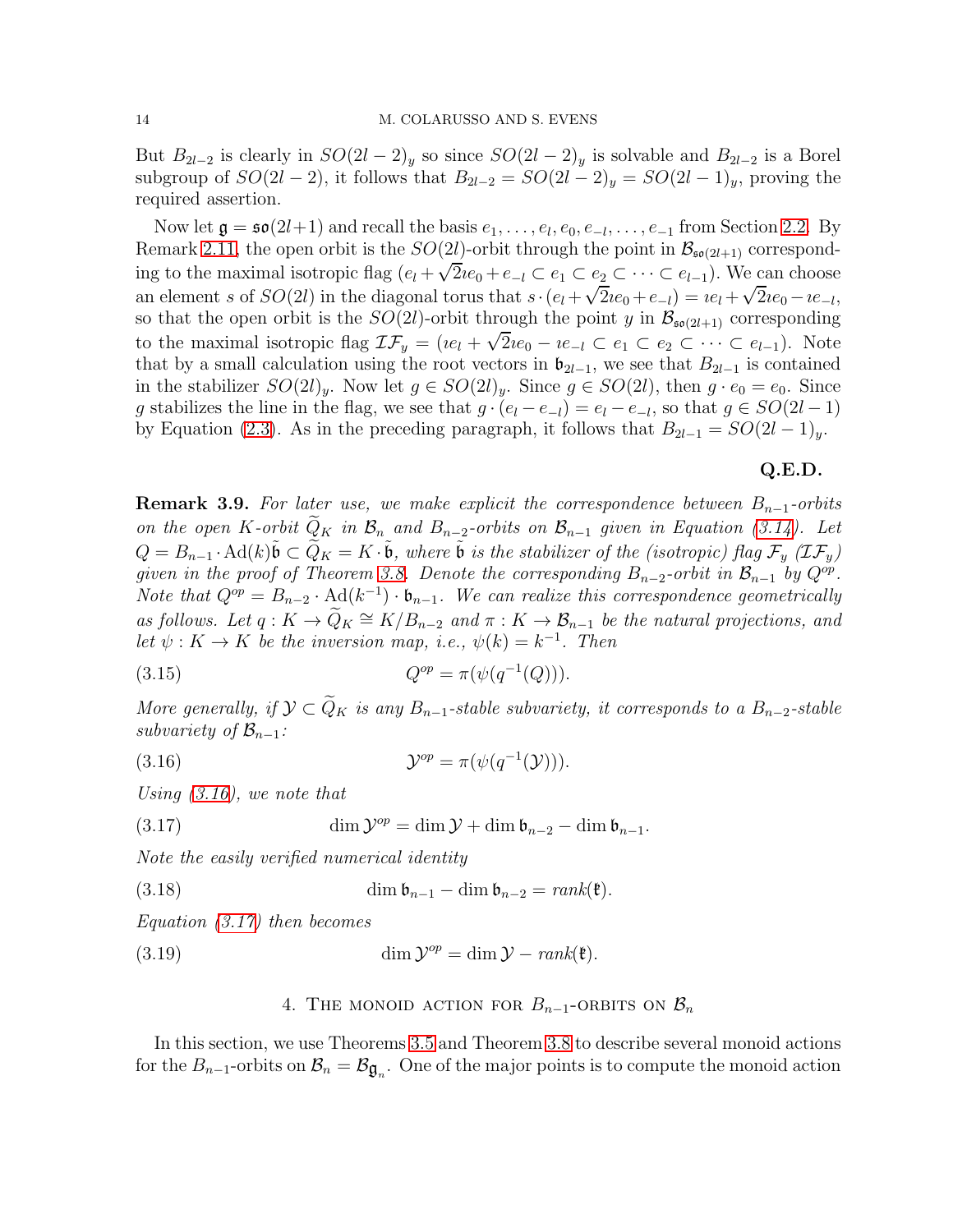But $B_{2l-2}$ is clearly in $SO(2l-2)_y$ so since $SO(2l-2)_y$ is solvable and $B_{2l-2}$ is a Borel subgroup of $SO(2l-2)$, it follows that $B_{2l-2} = SO(2l-2)_y = SO(2l-1)_y$, proving the required assertion.

Now let $\mathfrak{g} = \mathfrak{so}(2l+1)$ and recall the basis $e_1, \dots, e_l, e_0, e_{-l}, \dots, e_{-1}$ from Section 2.2. By Remark 2.11, the open orbit is the $SO(2l)$-orbit through the point in $\mathcal{B}_{\mathfrak{so}(2l+1)}$ corresponding to the maximal isotropic flag $(e_l + \sqrt{2}\imath e_0 + e_{-l} \subset e_1 \subset e_2 \subset \cdots \subset e_{l-1})$. We can choose an element $s$ of $SO(2l)$ in the diagonal torus that $s \cdot (e_l + \sqrt{2}\imath e_0 + e_{-l}) = \imath e_l + \sqrt{2}\imath e_0 - \imath e_{-l}$, so that the open orbit is the $SO(2l)$-orbit through the point $y$ in $\mathcal{B}_{\mathfrak{so}(2l+1)}$ corresponding to the maximal isotropic flag $\mathcal{IF}_y = (\imath e_l + \sqrt{2}\imath e_0 - \imath e_{-l} \subset e_1 \subset e_2 \subset \cdots \subset e_{l-1})$. Note that by a small calculation using the root vectors in $\mathfrak{b}_{2l-1}$, we see that $B_{2l-1}$ is contained in the stabilizer $SO(2l)_y$. Now let $g \in SO(2l)_y$. Since $g \in SO(2l)$, then $g \cdot e_0 = e_0$. Since $g$ stabilizes the line in the flag, we see that $g \cdot (e_l - e_{-l}) = e_l - e_{-l}$, so that $g \in SO(2l-1)$ by Equation (2.3). As in the preceding paragraph, it follows that $B_{2l-1} = SO(2l-1)_y$.

**Q.E.D.**

**Remark 3.9.** *For later use, we make explicit the correspondence between $B_{n-1}$-orbits on the open $K$-orbit $\widetilde{Q}_K$ in $\mathcal{B}_n$ and $B_{n-2}$-orbits on $\mathcal{B}_{n-1}$ given in Equation (3.14). Let $Q = B_{n-1} \cdot \mathrm{Ad}(k)\tilde{\mathfrak{b}} \subset \widetilde{Q}_K = K \cdot \tilde{\mathfrak{b}}$, where $\tilde{\mathfrak{b}}$ is the stabilizer of the (isotropic) flag $\mathcal{F}_y$ ($\mathcal{IF}_y$) given in the proof of Theorem 3.8. Denote the corresponding $B_{n-2}$-orbit in $\mathcal{B}_{n-1}$ by $Q^{op}$. Note that $Q^{op} = B_{n-2} \cdot \mathrm{Ad}(k^{-1}) \cdot \mathfrak{b}_{n-1}$. We can realize this correspondence geometrically as follows. Let $q : K \to \widetilde{Q}_K \cong K/B_{n-2}$ and $\pi : K \to \mathcal{B}_{n-1}$ be the natural projections, and let $\psi : K \to K$ be the inversion map, i.e., $\psi(k) = k^{-1}$. Then*

$$Q^{op} = \pi(\psi(q^{-1}(Q))). \tag{3.15}$$

*More generally, if $\mathcal{Y} \subset \widetilde{Q}_K$ is any $B_{n-1}$-stable subvariety, it corresponds to a $B_{n-2}$-stable subvariety of $\mathcal{B}_{n-1}$:*

$$\mathcal{Y}^{op} = \pi(\psi(q^{-1}(\mathcal{Y}))). \tag{3.16}$$

*Using (3.16), we note that*

$$\dim \mathcal{Y}^{op} = \dim \mathcal{Y} + \dim \mathfrak{b}_{n-2} - \dim \mathfrak{b}_{n-1}. \tag{3.17}$$

*Note the easily verified numerical identity*

$$\dim \mathfrak{b}_{n-1} - \dim \mathfrak{b}_{n-2} = \mathit{rank}(\mathfrak{k}). \tag{3.18}$$

*Equation (3.17) then becomes*

$$\dim \mathcal{Y}^{op} = \dim \mathcal{Y} - \mathit{rank}(\mathfrak{k}). \tag{3.19}$$

## 4. The monoid action for $B_{n-1}$-orbits on $\mathcal{B}_n$

In this section, we use Theorems 3.5 and Theorem 3.8 to describe several monoid actions for the $B_{n-1}$-orbits on $\mathcal{B}_n = \mathcal{B}_{\mathfrak{g}_n}$. One of the major points is to compute the monoid action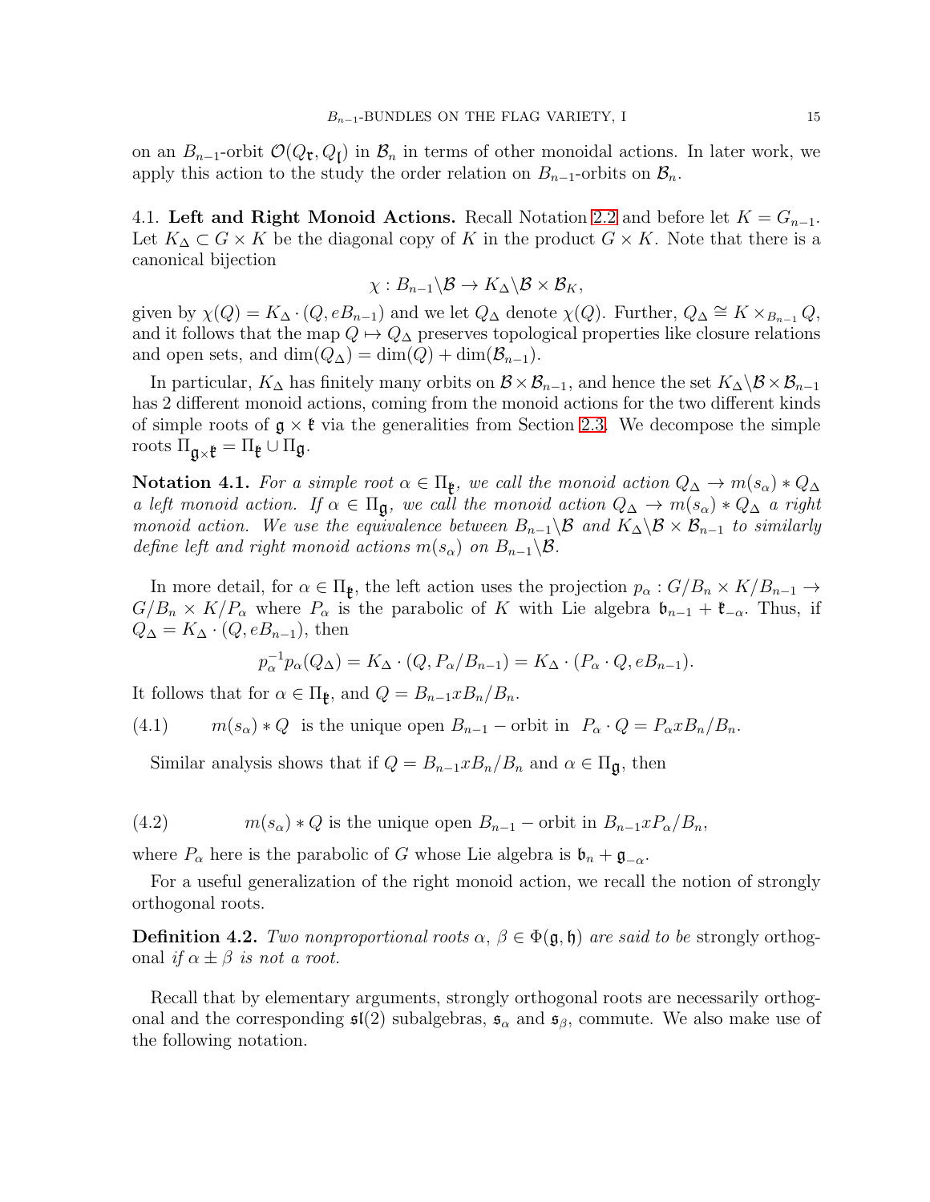on an $B_{n-1}$-orbit $\mathcal{O}(Q_{\mathfrak{r}}, Q_{\mathfrak{l}})$ in $\mathcal{B}_n$ in terms of other monoidal actions. In later work, we apply this action to the study the order relation on $B_{n-1}$-orbits on $\mathcal{B}_n$.

4.1. **Left and Right Monoid Actions.** Recall Notation 2.2 and before let $K = G_{n-1}$. Let $K_\Delta \subset G \times K$ be the diagonal copy of $K$ in the product $G \times K$. Note that there is a canonical bijection

$$\chi : B_{n-1}\backslash\mathcal{B} \to K_\Delta\backslash\mathcal{B} \times \mathcal{B}_K,$$

given by $\chi(Q) = K_\Delta \cdot (Q, eB_{n-1})$ and we let $Q_\Delta$ denote $\chi(Q)$. Further, $Q_\Delta \cong K \times_{B_{n-1}} Q$, and it follows that the map $Q \mapsto Q_\Delta$ preserves topological properties like closure relations and open sets, and $\dim(Q_\Delta) = \dim(Q) + \dim(\mathcal{B}_{n-1})$.

In particular, $K_\Delta$ has finitely many orbits on $\mathcal{B} \times \mathcal{B}_{n-1}$, and hence the set $K_\Delta\backslash\mathcal{B} \times \mathcal{B}_{n-1}$ has 2 different monoid actions, coming from the monoid actions for the two different kinds of simple roots of $\mathfrak{g} \times \mathfrak{k}$ via the generalities from Section 2.3. We decompose the simple roots $\Pi_{\mathfrak{g}\times\mathfrak{k}} = \Pi_{\mathfrak{k}} \cup \Pi_{\mathfrak{g}}$.

**Notation 4.1.** *For a simple root $\alpha \in \Pi_{\mathfrak{k}}$, we call the monoid action $Q_\Delta \to m(s_\alpha) * Q_\Delta$ a left monoid action. If $\alpha \in \Pi_{\mathfrak{g}}$, we call the monoid action $Q_\Delta \to m(s_\alpha) * Q_\Delta$ a right monoid action. We use the equivalence between $B_{n-1}\backslash\mathcal{B}$ and $K_\Delta\backslash\mathcal{B} \times \mathcal{B}_{n-1}$ to similarly define left and right monoid actions $m(s_\alpha)$ on $B_{n-1}\backslash\mathcal{B}$.*

In more detail, for $\alpha \in \Pi_{\mathfrak{k}}$, the left action uses the projection $p_\alpha : G/B_n \times K/B_{n-1} \to G/B_n \times K/P_\alpha$ where $P_\alpha$ is the parabolic of $K$ with Lie algebra $\mathfrak{b}_{n-1} + \mathfrak{k}_{-\alpha}$. Thus, if $Q_\Delta = K_\Delta \cdot (Q, eB_{n-1})$, then

$$p_\alpha^{-1} p_\alpha(Q_\Delta) = K_\Delta \cdot (Q, P_\alpha/B_{n-1}) = K_\Delta \cdot (P_\alpha \cdot Q, eB_{n-1}).$$

It follows that for $\alpha \in \Pi_{\mathfrak{k}}$, and $Q = B_{n-1}xB_n/B_n$.

$$m(s_\alpha) * Q \text{ is the unique open } B_{n-1}-\text{orbit in } P_\alpha \cdot Q = P_\alpha x B_n/B_n. \tag{4.1}$$

Similar analysis shows that if $Q = B_{n-1}xB_n/B_n$ and $\alpha \in \Pi_{\mathfrak{g}}$, then

$$m(s_\alpha) * Q \text{ is the unique open } B_{n-1}-\text{orbit in } B_{n-1}xP_\alpha/B_n, \tag{4.2}$$

where $P_\alpha$ here is the parabolic of $G$ whose Lie algebra is $\mathfrak{b}_n + \mathfrak{g}_{-\alpha}$.

For a useful generalization of the right monoid action, we recall the notion of strongly orthogonal roots.

**Definition 4.2.** *Two nonproportional roots $\alpha$, $\beta \in \Phi(\mathfrak{g}, \mathfrak{h})$ are said to be* strongly orthogonal *if $\alpha \pm \beta$ is not a root.*

Recall that by elementary arguments, strongly orthogonal roots are necessarily orthogonal and the corresponding $\mathfrak{sl}(2)$ subalgebras, $\mathfrak{s}_\alpha$ and $\mathfrak{s}_\beta$, commute. We also make use of the following notation.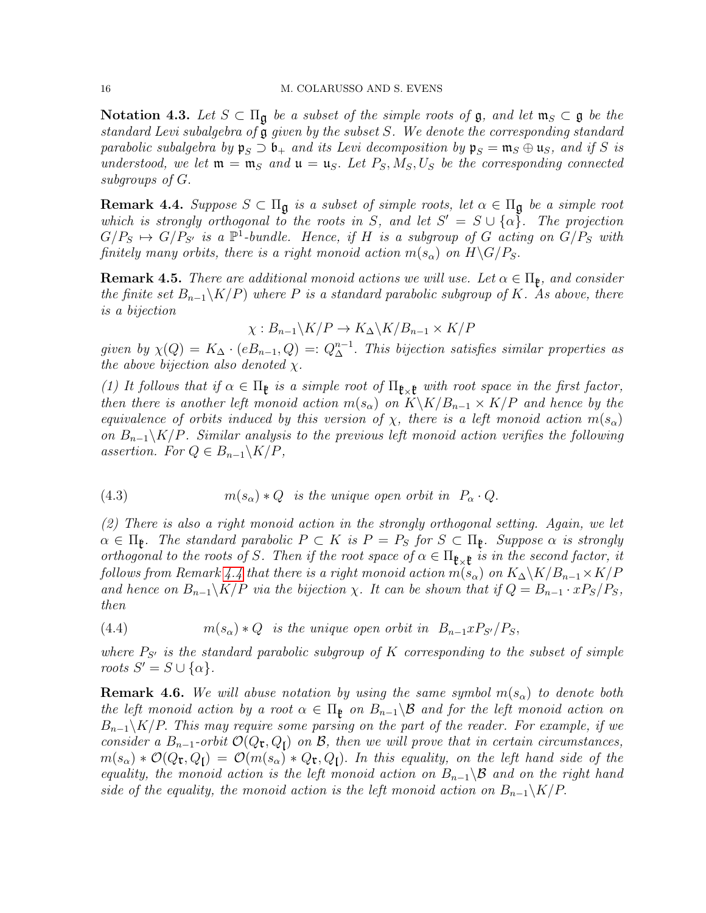**Notation 4.3.** *Let $S \subset \Pi_{\mathfrak{g}}$ be a subset of the simple roots of $\mathfrak{g}$, and let $\mathfrak{m}_S \subset \mathfrak{g}$ be the standard Levi subalgebra of $\mathfrak{g}$ given by the subset $S$. We denote the corresponding standard parabolic subalgebra by $\mathfrak{p}_S \supset \mathfrak{b}_+$ and its Levi decomposition by $\mathfrak{p}_S = \mathfrak{m}_S \oplus \mathfrak{u}_S$, and if $S$ is understood, we let $\mathfrak{m} = \mathfrak{m}_S$ and $\mathfrak{u} = \mathfrak{u}_S$. Let $P_S, M_S, U_S$ be the corresponding connected subgroups of $G$.*

**Remark 4.4.** *Suppose $S \subset \Pi_{\mathfrak{g}}$ is a subset of simple roots, let $\alpha \in \Pi_{\mathfrak{g}}$ be a simple root which is strongly orthogonal to the roots in $S$, and let $S' = S \cup \{\alpha\}$. The projection $G/P_S \mapsto G/P_{S'}$ is a $\mathbb{P}^1$-bundle. Hence, if $H$ is a subgroup of $G$ acting on $G/P_S$ with finitely many orbits, there is a right monoid action $m(s_\alpha)$ on $H\backslash G/P_S$.*

**Remark 4.5.** *There are additional monoid actions we will use. Let $\alpha \in \Pi_{\mathfrak{k}}$, and consider the finite set $B_{n-1}\backslash K/P)$ where $P$ is a standard parabolic subgroup of $K$. As above, there is a bijection*

$$\chi : B_{n-1}\backslash K/P \to K_\Delta\backslash K/B_{n-1} \times K/P$$

*given by $\chi(Q) = K_\Delta \cdot (eB_{n-1}, Q) =: Q_\Delta^{n-1}$. This bijection satisfies similar properties as the above bijection also denoted $\chi$.*

*(1) It follows that if $\alpha \in \Pi_{\mathfrak{k}}$ is a simple root of $\Pi_{\mathfrak{k}\times\mathfrak{k}}$ with root space in the first factor, then there is another left monoid action $m(s_\alpha)$ on $K\backslash K/B_{n-1} \times K/P$ and hence by the equivalence of orbits induced by this version of $\chi$, there is a left monoid action $m(s_\alpha)$ on $B_{n-1}\backslash K/P$. Similar analysis to the previous left monoid action verifies the following assertion. For $Q \in B_{n-1}\backslash K/P$,*

$$m(s_\alpha) * Q \text{ is the unique open orbit in } P_\alpha \cdot Q. \tag{4.3}$$

*(2) There is also a right monoid action in the strongly orthogonal setting. Again, we let $\alpha \in \Pi_{\mathfrak{k}}$. The standard parabolic $P \subset K$ is $P = P_S$ for $S \subset \Pi_{\mathfrak{k}}$. Suppose $\alpha$ is strongly orthogonal to the roots of $S$. Then if the root space of $\alpha \in \Pi_{\mathfrak{k}\times\mathfrak{k}}$ is in the second factor, it follows from Remark 4.4 that there is a right monoid action $m(s_\alpha)$ on $K_\Delta\backslash K/B_{n-1} \times K/P$ and hence on $B_{n-1}\backslash K/P$ via the bijection $\chi$. It can be shown that if $Q = B_{n-1} \cdot xP_S/P_S$, then*

$$m(s_\alpha) * Q \text{ is the unique open orbit in } B_{n-1}xP_{S'}/P_S, \tag{4.4}$$

*where $P_{S'}$ is the standard parabolic subgroup of $K$ corresponding to the subset of simple roots $S' = S \cup \{\alpha\}$.*

**Remark 4.6.** *We will abuse notation by using the same symbol $m(s_\alpha)$ to denote both the left monoid action by a root $\alpha \in \Pi_{\mathfrak{k}}$ on $B_{n-1}\backslash\mathcal{B}$ and for the left monoid action on $B_{n-1}\backslash K/P$. This may require some parsing on the part of the reader. For example, if we consider a $B_{n-1}$-orbit $\mathcal{O}(Q_{\mathfrak{r}}, Q_{\mathfrak{l}})$ on $\mathcal{B}$, then we will prove that in certain circumstances, $m(s_\alpha) * \mathcal{O}(Q_{\mathfrak{r}}, Q_{\mathfrak{l}}) = \mathcal{O}(m(s_\alpha) * Q_{\mathfrak{r}}, Q_{\mathfrak{l}})$. In this equality, on the left hand side of the equality, the monoid action is the left monoid action on $B_{n-1}\backslash\mathcal{B}$ and on the right hand side of the equality, the monoid action is the left monoid action on $B_{n-1}\backslash K/P$.*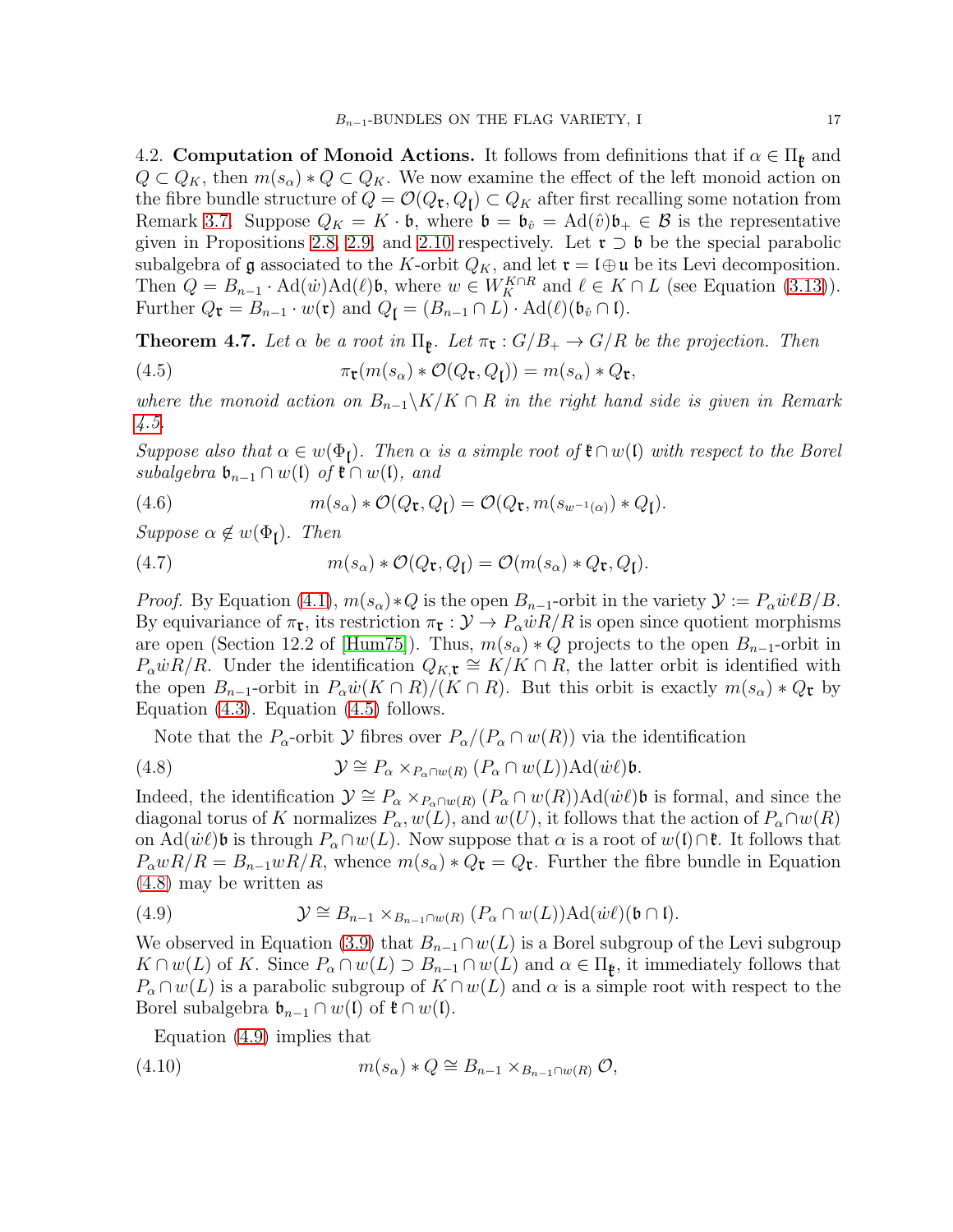4.2. **Computation of Monoid Actions.** It follows from definitions that if $\alpha \in \Pi_{\mathfrak{k}}$ and $Q \subset Q_K$, then $m(s_\alpha) * Q \subset Q_K$. We now examine the effect of the left monoid action on the fibre bundle structure of $Q = \mathcal{O}(Q_{\mathfrak{r}}, Q_{\mathfrak{l}}) \subset Q_K$ after first recalling some notation from Remark 3.7. Suppose $Q_K = K \cdot \mathfrak{b}$, where $\mathfrak{b} = \mathfrak{b}_{\hat{v}} = \mathrm{Ad}(\hat{v})\mathfrak{b}_+ \in \mathcal{B}$ is the representative given in Propositions 2.8, 2.9, and 2.10 respectively. Let $\mathfrak{r} \supset \mathfrak{b}$ be the special parabolic subalgebra of $\mathfrak{g}$ associated to the $K$-orbit $Q_K$, and let $\mathfrak{r} = \mathfrak{l} \oplus \mathfrak{u}$ be its Levi decomposition. Then $Q = B_{n-1} \cdot \mathrm{Ad}(\dot{w})\mathrm{Ad}(\ell)\mathfrak{b}$, where $w \in W_K^{K \cap R}$ and $\ell \in K \cap L$ (see Equation (3.13)). Further $Q_{\mathfrak{r}} = B_{n-1} \cdot w(\mathfrak{r})$ and $Q_{\mathfrak{l}} = (B_{n-1} \cap L) \cdot \mathrm{Ad}(\ell)(\mathfrak{b}_{\hat{v}} \cap \mathfrak{l})$.

**Theorem 4.7.** *Let $\alpha$ be a root in $\Pi_{\mathfrak{k}}$. Let $\pi_{\mathfrak{r}} : G/B_+ \to G/R$ be the projection. Then*

$$\pi_{\mathfrak{r}}(m(s_\alpha) * \mathcal{O}(Q_{\mathfrak{r}}, Q_{\mathfrak{l}})) = m(s_\alpha) * Q_{\mathfrak{r}}, \tag{4.5}$$

*where the monoid action on $B_{n-1}\backslash K/K \cap R$ in the right hand side is given in Remark 4.5.*

*Suppose also that $\alpha \in w(\Phi_{\mathfrak{l}})$. Then $\alpha$ is a simple root of $\mathfrak{k} \cap w(\mathfrak{l})$ with respect to the Borel subalgebra $\mathfrak{b}_{n-1} \cap w(\mathfrak{l})$ of $\mathfrak{k} \cap w(\mathfrak{l})$, and*

$$m(s_\alpha) * \mathcal{O}(Q_{\mathfrak{r}}, Q_{\mathfrak{l}}) = \mathcal{O}(Q_{\mathfrak{r}}, m(s_{w^{-1}(\alpha)}) * Q_{\mathfrak{l}}). \tag{4.6}$$

*Suppose $\alpha \notin w(\Phi_{\mathfrak{l}})$. Then*

$$m(s_\alpha) * \mathcal{O}(Q_{\mathfrak{r}}, Q_{\mathfrak{l}}) = \mathcal{O}(m(s_\alpha) * Q_{\mathfrak{r}}, Q_{\mathfrak{l}}). \tag{4.7}$$

*Proof.* By Equation (4.1), $m(s_\alpha) * Q$ is the open $B_{n-1}$-orbit in the variety $\mathcal{Y} := P_\alpha \dot{w}\ell B/B$. By equivariance of $\pi_{\mathfrak{r}}$, its restriction $\pi_{\mathfrak{r}} : \mathcal{Y} \to P_\alpha \dot{w} R/R$ is open since quotient morphisms are open (Section 12.2 of [Hum75]). Thus, $m(s_\alpha) * Q$ projects to the open $B_{n-1}$-orbit in $P_\alpha \dot{w} R/R$. Under the identification $Q_{K,\mathfrak{r}} \cong K/K \cap R$, the latter orbit is identified with the open $B_{n-1}$-orbit in $P_\alpha \dot{w}(K \cap R)/(K \cap R)$. But this orbit is exactly $m(s_\alpha) * Q_{\mathfrak{r}}$ by Equation (4.3). Equation (4.5) follows.

Note that the $P_\alpha$-orbit $\mathcal{Y}$ fibres over $P_\alpha/(P_\alpha \cap w(R))$ via the identification

$$\mathcal{Y} \cong P_\alpha \times_{P_\alpha \cap w(R)} (P_\alpha \cap w(L))\mathrm{Ad}(\dot{w}\ell)\mathfrak{b}. \tag{4.8}$$

Indeed, the identification $\mathcal{Y} \cong P_\alpha \times_{P_\alpha \cap w(R)} (P_\alpha \cap w(R))\mathrm{Ad}(\dot{w}\ell)\mathfrak{b}$ is formal, and since the diagonal torus of $K$ normalizes $P_\alpha$, $w(L)$, and $w(U)$, it follows that the action of $P_\alpha \cap w(R)$ on $\mathrm{Ad}(\dot{w}\ell)\mathfrak{b}$ is through $P_\alpha \cap w(L)$. Now suppose that $\alpha$ is a root of $w(\mathfrak{l}) \cap \mathfrak{k}$. It follows that $P_\alpha wR/R = B_{n-1}wR/R$, whence $m(s_\alpha) * Q_{\mathfrak{r}} = Q_{\mathfrak{r}}$. Further the fibre bundle in Equation (4.8) may be written as

$$\mathcal{Y} \cong B_{n-1} \times_{B_{n-1} \cap w(R)} (P_\alpha \cap w(L))\mathrm{Ad}(\dot{w}\ell)(\mathfrak{b} \cap \mathfrak{l}). \tag{4.9}$$

We observed in Equation (3.9) that $B_{n-1} \cap w(L)$ is a Borel subgroup of the Levi subgroup $K \cap w(L)$ of $K$. Since $P_\alpha \cap w(L) \supset B_{n-1} \cap w(L)$ and $\alpha \in \Pi_{\mathfrak{k}}$, it immediately follows that $P_\alpha \cap w(L)$ is a parabolic subgroup of $K \cap w(L)$ and $\alpha$ is a simple root with respect to the Borel subalgebra $\mathfrak{b}_{n-1} \cap w(\mathfrak{l})$ of $\mathfrak{k} \cap w(\mathfrak{l})$.

Equation (4.9) implies that

$$m(s_\alpha) * Q \cong B_{n-1} \times_{B_{n-1} \cap w(R)} \mathcal{O}, \tag{4.10}$$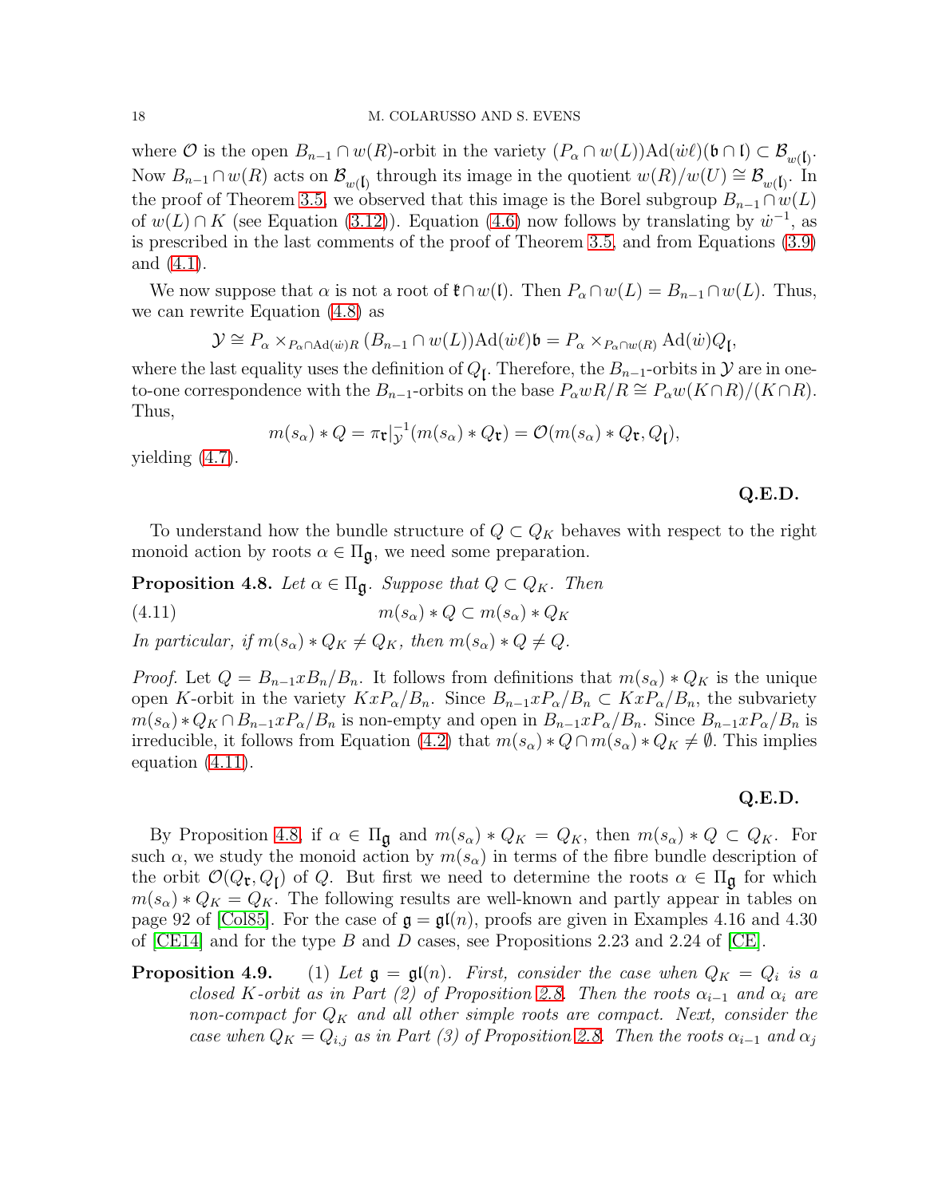where $\mathcal{O}$ is the open $B_{n-1} \cap w(R)$-orbit in the variety $(P_\alpha \cap w(L))\mathrm{Ad}(\dot{w}\ell)(\mathfrak{b} \cap \mathfrak{l}) \subset \mathcal{B}_{w(\mathfrak{l})}$. Now $B_{n-1} \cap w(R)$ acts on $\mathcal{B}_{w(\mathfrak{l})}$ through its image in the quotient $w(R)/w(U) \cong \mathcal{B}_{w(\mathfrak{l})}$. In the proof of Theorem 3.5, we observed that this image is the Borel subgroup $B_{n-1} \cap w(L)$ of $w(L) \cap K$ (see Equation (3.12)). Equation (4.6) now follows by translating by $\dot{w}^{-1}$, as is prescribed in the last comments of the proof of Theorem 3.5, and from Equations (3.9) and (4.1).

We now suppose that $\alpha$ is not a root of $\mathfrak{k} \cap w(\mathfrak{l})$. Then $P_\alpha \cap w(L) = B_{n-1} \cap w(L)$. Thus, we can rewrite Equation (4.8) as

$$\mathcal{Y} \cong P_\alpha \times_{P_\alpha \cap \mathrm{Ad}(\dot{w})R} (B_{n-1} \cap w(L))\mathrm{Ad}(\dot{w}\ell)\mathfrak{b} = P_\alpha \times_{P_\alpha \cap w(R)} \mathrm{Ad}(\dot{w})Q_{\mathfrak{l}},$$

where the last equality uses the definition of $Q_{\mathfrak{l}}$. Therefore, the $B_{n-1}$-orbits in $\mathcal{Y}$ are in one-to-one correspondence with the $B_{n-1}$-orbits on the base $P_\alpha w R/R \cong P_\alpha w(K \cap R)/(K \cap R)$. Thus,

$$m(s_\alpha) * Q = \pi_{\mathfrak{r}}|_{\mathcal{Y}}^{-1}(m(s_\alpha) * Q_{\mathfrak{r}}) = \mathcal{O}(m(s_\alpha) * Q_{\mathfrak{r}}, Q_{\mathfrak{l}}),$$

yielding (4.7).

**Q.E.D.**

To understand how the bundle structure of $Q \subset Q_K$ behaves with respect to the right monoid action by roots $\alpha \in \Pi_{\mathfrak{g}}$, we need some preparation.

**Proposition 4.8.** *Let $\alpha \in \Pi_{\mathfrak{g}}$. Suppose that $Q \subset Q_K$. Then*

$$m(s_\alpha) * Q \subset m(s_\alpha) * Q_K \tag{4.11}$$

*In particular, if $m(s_\alpha) * Q_K \neq Q_K$, then $m(s_\alpha) * Q \neq Q$.*

*Proof.* Let $Q = B_{n-1} x B_n / B_n$. It follows from definitions that $m(s_\alpha) * Q_K$ is the unique open $K$-orbit in the variety $K x P_\alpha / B_n$. Since $B_{n-1} x P_\alpha / B_n \subset K x P_\alpha / B_n$, the subvariety $m(s_\alpha) * Q_K \cap B_{n-1} x P_\alpha / B_n$ is non-empty and open in $B_{n-1} x P_\alpha / B_n$. Since $B_{n-1} x P_\alpha / B_n$ is irreducible, it follows from Equation (4.2) that $m(s_\alpha) * Q \cap m(s_\alpha) * Q_K \neq \emptyset$. This implies equation (4.11).

**Q.E.D.**

By Proposition 4.8, if $\alpha \in \Pi_{\mathfrak{g}}$ and $m(s_\alpha) * Q_K = Q_K$, then $m(s_\alpha) * Q \subset Q_K$. For such $\alpha$, we study the monoid action by $m(s_\alpha)$ in terms of the fibre bundle description of the orbit $\mathcal{O}(Q_{\mathfrak{r}}, Q_{\mathfrak{l}})$ of $Q$. But first we need to determine the roots $\alpha \in \Pi_{\mathfrak{g}}$ for which $m(s_\alpha) * Q_K = Q_K$. The following results are well-known and partly appear in tables on page 92 of [Col85]. For the case of $\mathfrak{g} = \mathfrak{gl}(n)$, proofs are given in Examples 4.16 and 4.30 of [CE14] and for the type $B$ and $D$ cases, see Propositions 2.23 and 2.24 of [CE].

**Proposition 4.9.** (1) *Let $\mathfrak{g} = \mathfrak{gl}(n)$. First, consider the case when $Q_K = Q_i$ is a closed $K$-orbit as in Part (2) of Proposition 2.8. Then the roots $\alpha_{i-1}$ and $\alpha_i$ are non-compact for $Q_K$ and all other simple roots are compact. Next, consider the case when $Q_K = Q_{i,j}$ as in Part (3) of Proposition 2.8. Then the roots $\alpha_{i-1}$ and $\alpha_j$*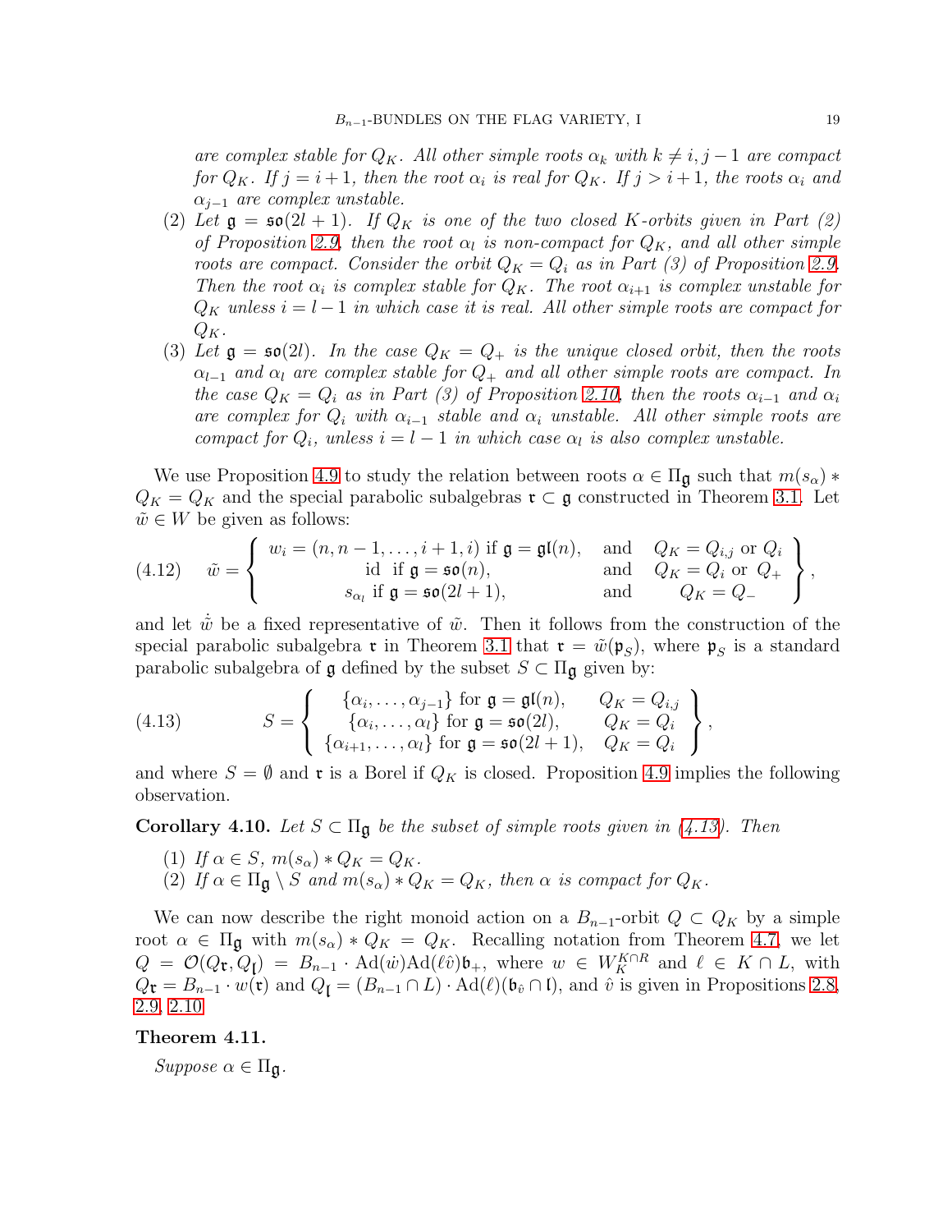*are complex stable for $Q_K$. All other simple roots $\alpha_k$ with $k \neq i, j-1$ are compact for $Q_K$. If $j = i+1$, then the root $\alpha_i$ is real for $Q_K$. If $j > i+1$, the roots $\alpha_i$ and $\alpha_{j-1}$ are complex unstable.*

(2) *Let $\mathfrak{g} = \mathfrak{so}(2l+1)$. If $Q_K$ is one of the two closed $K$-orbits given in Part (2) of Proposition 2.9, then the root $\alpha_l$ is non-compact for $Q_K$, and all other simple roots are compact. Consider the orbit $Q_K = Q_i$ as in Part (3) of Proposition 2.9. Then the root $\alpha_i$ is complex stable for $Q_K$. The root $\alpha_{i+1}$ is complex unstable for $Q_K$ unless $i = l-1$ in which case it is real. All other simple roots are compact for $Q_K$.*

(3) *Let $\mathfrak{g} = \mathfrak{so}(2l)$. In the case $Q_K = Q_+$ is the unique closed orbit, then the roots $\alpha_{l-1}$ and $\alpha_l$ are complex stable for $Q_+$ and all other simple roots are compact. In the case $Q_K = Q_i$ as in Part (3) of Proposition 2.10, then the roots $\alpha_{i-1}$ and $\alpha_i$ are complex for $Q_i$ with $\alpha_{i-1}$ stable and $\alpha_i$ unstable. All other simple roots are compact for $Q_i$, unless $i = l-1$ in which case $\alpha_l$ is also complex unstable.*

We use Proposition 4.9 to study the relation between roots $\alpha \in \Pi_{\mathfrak{g}}$ such that $m(s_\alpha) * Q_K = Q_K$ and the special parabolic subalgebras $\mathfrak{r} \subset \mathfrak{g}$ constructed in Theorem 3.1. Let $\tilde{w} \in W$ be given as follows:

$$
(4.12) \qquad \tilde{w} = \left\{ \begin{array}{ccc} w_i = (n, n-1, \dots, i+1, i) \text{ if } \mathfrak{g} = \mathfrak{gl}(n), & \text{and} & Q_K = Q_{i,j} \text{ or } Q_i \\ \text{id} \ \text{ if } \mathfrak{g} = \mathfrak{so}(n), & \text{and} & Q_K = Q_i \text{ or } Q_+ \\ s_{\alpha_l} \text{ if } \mathfrak{g} = \mathfrak{so}(2l+1), & \text{and} & Q_K = Q_- \end{array} \right\},
$$

and let $\dot{w}$ be a fixed representative of $\tilde{w}$. Then it follows from the construction of the special parabolic subalgebra $\mathfrak{r}$ in Theorem 3.1 that $\mathfrak{r} = \tilde{w}(\mathfrak{p}_S)$, where $\mathfrak{p}_S$ is a standard parabolic subalgebra of $\mathfrak{g}$ defined by the subset $S \subset \Pi_{\mathfrak{g}}$ given by:

$$
(4.13) \qquad S = \left\{ \begin{array}{cc} \{\alpha_i, \dots, \alpha_{j-1}\} \text{ for } \mathfrak{g} = \mathfrak{gl}(n), & Q_K = Q_{i,j} \\ \{\alpha_i, \dots, \alpha_l\} \text{ for } \mathfrak{g} = \mathfrak{so}(2l), & Q_K = Q_i \\ \{\alpha_{i+1}, \dots, \alpha_l\} \text{ for } \mathfrak{g} = \mathfrak{so}(2l+1), & Q_K = Q_i \end{array} \right\},
$$

and where $S = \emptyset$ and $\mathfrak{r}$ is a Borel if $Q_K$ is closed. Proposition 4.9 implies the following observation.

**Corollary 4.10.** *Let $S \subset \Pi_{\mathfrak{g}}$ be the subset of simple roots given in (4.13). Then*

(1) *If $\alpha \in S$, $m(s_\alpha) * Q_K = Q_K$.*
(2) *If $\alpha \in \Pi_{\mathfrak{g}} \setminus S$ and $m(s_\alpha) * Q_K = Q_K$, then $\alpha$ is compact for $Q_K$.*

We can now describe the right monoid action on a $B_{n-1}$-orbit $Q \subset Q_K$ by a simple root $\alpha \in \Pi_{\mathfrak{g}}$ with $m(s_\alpha) * Q_K = Q_K$. Recalling notation from Theorem 4.7, we let $Q = \mathcal{O}(Q_{\mathfrak{r}}, Q_{\mathfrak{l}}) = B_{n-1} \cdot \mathrm{Ad}(\dot{w})\mathrm{Ad}(\ell\hat{v})\mathfrak{b}_+$, where $w \in W_K^{K \cap R}$ and $\ell \in K \cap L$, with $Q_{\mathfrak{r}} = B_{n-1} \cdot w(\mathfrak{r})$ and $Q_{\mathfrak{l}} = (B_{n-1} \cap L) \cdot \mathrm{Ad}(\ell)(\mathfrak{b}_{\hat{v}} \cap \mathfrak{l})$, and $\hat{v}$ is given in Propositions 2.8, 2.9, 2.10.

**Theorem 4.11.**

*Suppose $\alpha \in \Pi_{\mathfrak{g}}$.*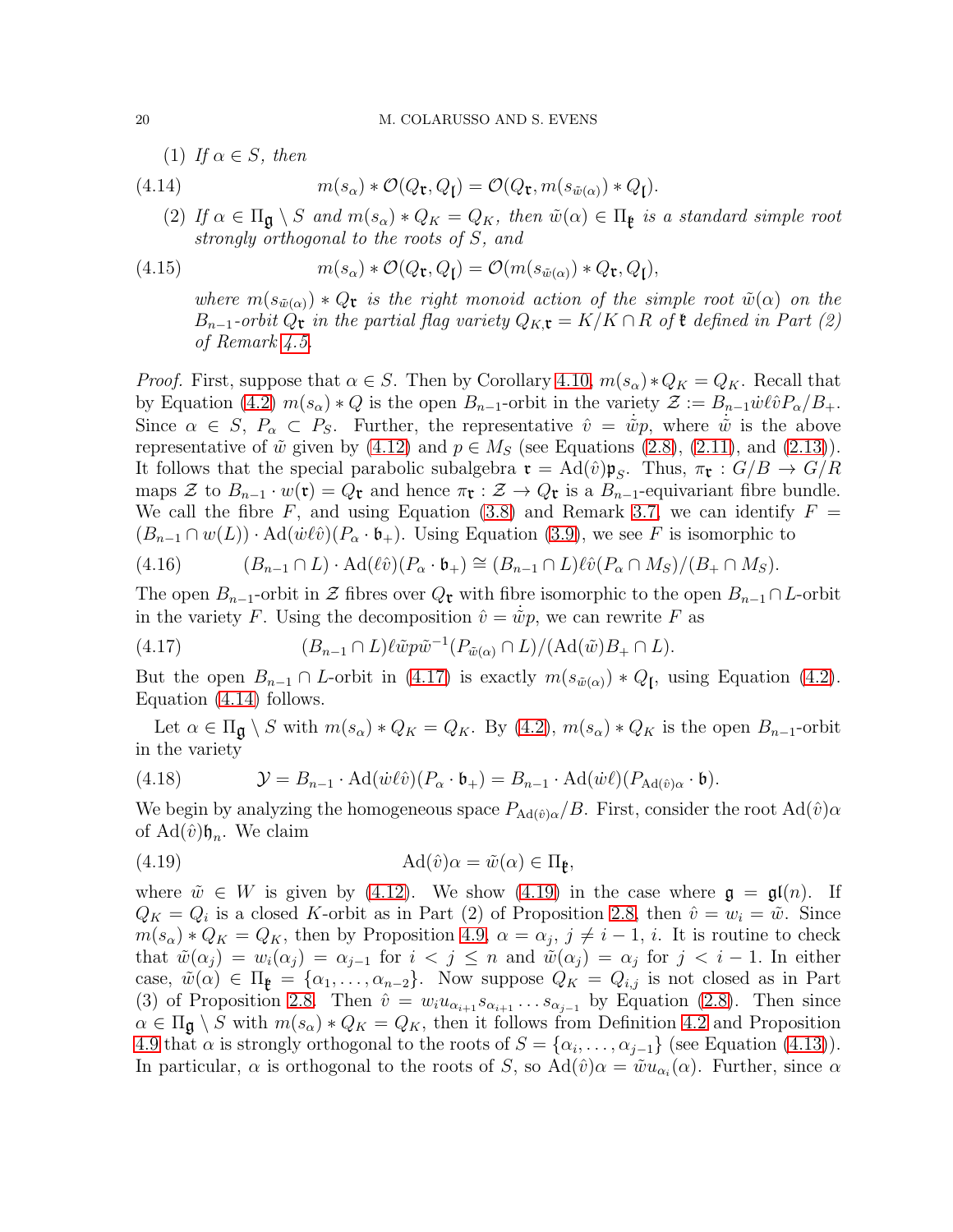(1) *If $\alpha \in S$, then*

$$m(s_\alpha) * \mathcal{O}(Q_{\mathfrak{r}}, Q_{\mathfrak{l}}) = \mathcal{O}(Q_{\mathfrak{r}}, m(s_{\tilde{w}(\alpha)}) * Q_{\mathfrak{l}}). \tag{4.14}$$

(2) *If $\alpha \in \Pi_{\mathfrak{g}} \setminus S$ and $m(s_\alpha) * Q_K = Q_K$, then $\tilde{w}(\alpha) \in \Pi_{\mathfrak{k}}$ is a standard simple root strongly orthogonal to the roots of $S$, and*

$$m(s_\alpha) * \mathcal{O}(Q_{\mathfrak{r}}, Q_{\mathfrak{l}}) = \mathcal{O}(m(s_{\tilde{w}(\alpha)}) * Q_{\mathfrak{r}}, Q_{\mathfrak{l}}), \tag{4.15}$$

*where $m(s_{\tilde{w}(\alpha)}) * Q_{\mathfrak{r}}$ is the right monoid action of the simple root $\tilde{w}(\alpha)$ on the $B_{n-1}$-orbit $Q_{\mathfrak{r}}$ in the partial flag variety $Q_{K,\mathfrak{r}} = K/K \cap R$ of $\mathfrak{k}$ defined in Part (2) of Remark 4.5.*

*Proof.* First, suppose that $\alpha \in S$. Then by Corollary 4.10, $m(s_\alpha) * Q_K = Q_K$. Recall that by Equation (4.2) $m(s_\alpha) * Q$ is the open $B_{n-1}$-orbit in the variety $\mathcal{Z} := B_{n-1}\dot{w}\ell\hat{v}P_\alpha/B_+$. Since $\alpha \in S$, $P_\alpha \subset P_S$. Further, the representative $\hat{v} = \dot{\tilde{w}}p$, where $\dot{\tilde{w}}$ is the above representative of $\tilde{w}$ given by (4.12) and $p \in M_S$ (see Equations (2.8), (2.11), and (2.13)). It follows that the special parabolic subalgebra $\mathfrak{r} = \mathrm{Ad}(\hat{v})\mathfrak{p}_S$. Thus, $\pi_{\mathfrak{r}} : G/B \to G/R$ maps $\mathcal{Z}$ to $B_{n-1} \cdot w(\mathfrak{r}) = Q_{\mathfrak{r}}$ and hence $\pi_{\mathfrak{r}} : \mathcal{Z} \to Q_{\mathfrak{r}}$ is a $B_{n-1}$-equivariant fibre bundle. We call the fibre $F$, and using Equation (3.8) and Remark 3.7, we can identify $F = (B_{n-1} \cap w(L)) \cdot \mathrm{Ad}(\dot{w}\ell\hat{v})(P_\alpha \cdot \mathfrak{b}_+)$. Using Equation (3.9), we see $F$ is isomorphic to

$$(B_{n-1} \cap L) \cdot \mathrm{Ad}(\ell\hat{v})(P_\alpha \cdot \mathfrak{b}_+) \cong (B_{n-1} \cap L)\ell\hat{v}(P_\alpha \cap M_S)/(B_+ \cap M_S). \tag{4.16}$$

The open $B_{n-1}$-orbit in $\mathcal{Z}$ fibres over $Q_{\mathfrak{r}}$ with fibre isomorphic to the open $B_{n-1} \cap L$-orbit in the variety $F$. Using the decomposition $\hat{v} = \dot{\tilde{w}}p$, we can rewrite $F$ as

$$(B_{n-1} \cap L)\ell\tilde{w}p\tilde{w}^{-1}(P_{\tilde{w}(\alpha)} \cap L)/(\mathrm{Ad}(\tilde{w})B_+ \cap L). \tag{4.17}$$

But the open $B_{n-1} \cap L$-orbit in (4.17) is exactly $m(s_{\tilde{w}(\alpha)}) * Q_{\mathfrak{l}}$, using Equation (4.2). Equation (4.14) follows.

Let $\alpha \in \Pi_{\mathfrak{g}} \setminus S$ with $m(s_\alpha) * Q_K = Q_K$. By (4.2), $m(s_\alpha) * Q_K$ is the open $B_{n-1}$-orbit in the variety

$$\mathcal{Y} = B_{n-1} \cdot \mathrm{Ad}(\dot{w}\ell\hat{v})(P_\alpha \cdot \mathfrak{b}_+) = B_{n-1} \cdot \mathrm{Ad}(\dot{w}\ell)(P_{\mathrm{Ad}(\hat{v})\alpha} \cdot \mathfrak{b}). \tag{4.18}$$

We begin by analyzing the homogeneous space $P_{\mathrm{Ad}(\hat{v})\alpha}/B$. First, consider the root $\mathrm{Ad}(\hat{v})\alpha$ of $\mathrm{Ad}(\hat{v})\mathfrak{h}_n$. We claim

$$\mathrm{Ad}(\hat{v})\alpha = \tilde{w}(\alpha) \in \Pi_{\mathfrak{k}}, \tag{4.19}$$

where $\tilde{w} \in W$ is given by (4.12). We show (4.19) in the case where $\mathfrak{g} = \mathfrak{gl}(n)$. If $Q_K = Q_i$ is a closed $K$-orbit as in Part (2) of Proposition 2.8, then $\hat{v} = w_i = \tilde{w}$. Since $m(s_\alpha) * Q_K = Q_K$, then by Proposition 4.9, $\alpha = \alpha_j$, $j \neq i-1$, $i$. It is routine to check that $\tilde{w}(\alpha_j) = w_i(\alpha_j) = \alpha_{j-1}$ for $i < j \leq n$ and $\tilde{w}(\alpha_j) = \alpha_j$ for $j < i-1$. In either case, $\tilde{w}(\alpha) \in \Pi_{\mathfrak{k}} = \{\alpha_1, \ldots, \alpha_{n-2}\}$. Now suppose $Q_K = Q_{i,j}$ is not closed as in Part (3) of Proposition 2.8. Then $\hat{v} = w_i u_{\alpha_{i+1}} s_{\alpha_{i+1}} \ldots s_{\alpha_{j-1}}$ by Equation (2.8). Then since $\alpha \in \Pi_{\mathfrak{g}} \setminus S$ with $m(s_\alpha) * Q_K = Q_K$, then it follows from Definition 4.2 and Proposition 4.9 that $\alpha$ is strongly orthogonal to the roots of $S = \{\alpha_i, \ldots, \alpha_{j-1}\}$ (see Equation (4.13)). In particular, $\alpha$ is orthogonal to the roots of $S$, so $\mathrm{Ad}(\hat{v})\alpha = \tilde{w}u_{\alpha_i}(\alpha)$. Further, since $\alpha$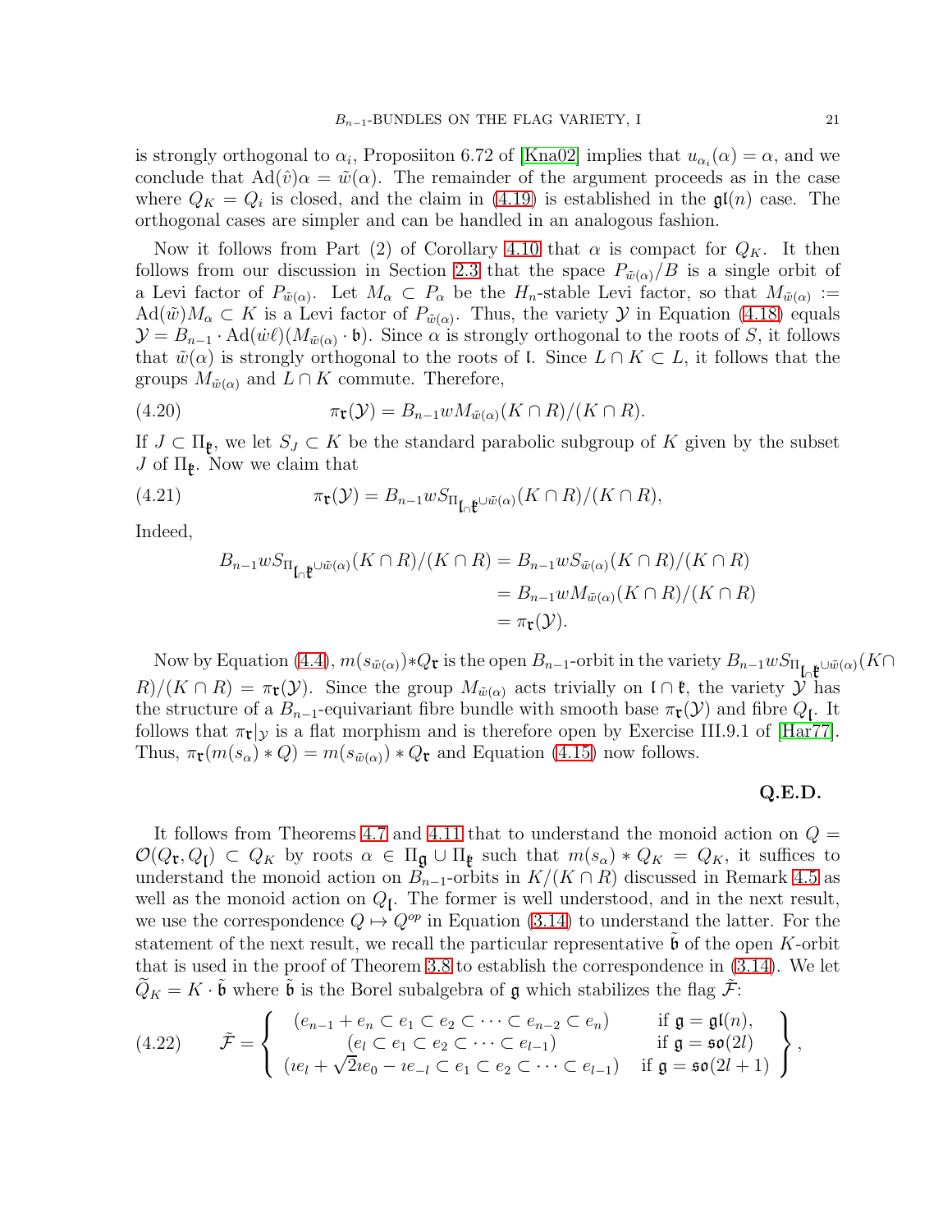is strongly orthogonal to $\alpha_i$, Proposiiton 6.72 of [Kna02] implies that $u_{\alpha_i}(\alpha) = \alpha$, and we conclude that $\mathrm{Ad}(\hat{v})\alpha = \tilde{w}(\alpha)$. The remainder of the argument proceeds as in the case where $Q_K = Q_i$ is closed, and the claim in (4.19) is established in the $\mathfrak{gl}(n)$ case. The orthogonal cases are simpler and can be handled in an analogous fashion.

Now it follows from Part (2) of Corollary 4.10 that $\alpha$ is compact for $Q_K$. It then follows from our discussion in Section 2.3 that the space $P_{\tilde{w}(\alpha)}/B$ is a single orbit of a Levi factor of $P_{\tilde{w}(\alpha)}$. Let $M_\alpha \subset P_\alpha$ be the $H_n$-stable Levi factor, so that $M_{\tilde{w}(\alpha)} := \mathrm{Ad}(\tilde{w})M_\alpha \subset K$ is a Levi factor of $P_{\tilde{w}(\alpha)}$. Thus, the variety $\mathcal{Y}$ in Equation (4.18) equals $\mathcal{Y} = B_{n-1} \cdot \mathrm{Ad}(\dot{w}\ell)(M_{\tilde{w}(\alpha)} \cdot \mathfrak{b})$. Since $\alpha$ is strongly orthogonal to the roots of $S$, it follows that $\tilde{w}(\alpha)$ is strongly orthogonal to the roots of $\mathfrak{l}$. Since $L \cap K \subset L$, it follows that the groups $M_{\tilde{w}(\alpha)}$ and $L \cap K$ commute. Therefore,

$$\pi_{\mathfrak{k}}(\mathcal{Y}) = B_{n-1} w M_{\tilde{w}(\alpha)}(K \cap R)/(K \cap R). \tag{4.20}$$

If $J \subset \Pi_{\mathfrak{k}}$, we let $S_J \subset K$ be the standard parabolic subgroup of $K$ given by the subset $J$ of $\Pi_{\mathfrak{k}}$. Now we claim that

$$\pi_{\mathfrak{k}}(\mathcal{Y}) = B_{n-1} w S_{\Pi_{\mathfrak{l}\cap\mathfrak{k}} \cup \tilde{w}(\alpha)}(K \cap R)/(K \cap R), \tag{4.21}$$

Indeed,

$$\begin{aligned} B_{n-1} w S_{\Pi_{\mathfrak{l}\cap\mathfrak{k}} \cup \tilde{w}(\alpha)}(K \cap R)/(K \cap R) &= B_{n-1} w S_{\tilde{w}(\alpha)}(K \cap R)/(K \cap R) \\ &= B_{n-1} w M_{\tilde{w}(\alpha)}(K \cap R)/(K \cap R) \\ &= \pi_{\mathfrak{k}}(\mathcal{Y}). \end{aligned}$$

Now by Equation (4.4), $m(s_{\tilde{w}(\alpha)}) * Q_{\mathfrak{k}}$ is the open $B_{n-1}$-orbit in the variety $B_{n-1} w S_{\Pi_{\mathfrak{l}\cap\mathfrak{k}} \cup \tilde{w}(\alpha)}(K \cap R)/(K \cap R) = \pi_{\mathfrak{k}}(\mathcal{Y})$. Since the group $M_{\tilde{w}(\alpha)}$ acts trivially on $\mathfrak{l} \cap \mathfrak{k}$, the variety $\mathcal{Y}$ has the structure of a $B_{n-1}$-equivariant fibre bundle with smooth base $\pi_{\mathfrak{k}}(\mathcal{Y})$ and fibre $Q_{\mathfrak{l}}$. It follows that $\pi_{\mathfrak{k}}|_{\mathcal{Y}}$ is a flat morphism and is therefore open by Exercise III.9.1 of [Har77]. Thus, $\pi_{\mathfrak{k}}(m(s_\alpha) * Q) = m(s_{\tilde{w}(\alpha)}) * Q_{\mathfrak{k}}$ and Equation (4.15) now follows.

**Q.E.D.**

It follows from Theorems 4.7 and 4.11 that to understand the monoid action on $Q = \mathcal{O}(Q_{\mathfrak{k}}, Q_{\mathfrak{l}}) \subset Q_K$ by roots $\alpha \in \Pi_{\mathfrak{g}} \cup \Pi_{\mathfrak{k}}$ such that $m(s_\alpha) * Q_K = Q_K$, it suffices to understand the monoid action on $B_{n-1}$-orbits in $K/(K \cap R)$ discussed in Remark 4.5 as well as the monoid action on $Q_{\mathfrak{l}}$. The former is well understood, and in the next result, we use the correspondence $Q \mapsto Q^{op}$ in Equation (3.14) to understand the latter. For the statement of the next result, we recall the particular representative $\tilde{\mathfrak{b}}$ of the open $K$-orbit that is used in the proof of Theorem 3.8 to establish the correspondence in (3.14). We let $\widetilde{Q}_K = K \cdot \tilde{\mathfrak{b}}$ where $\tilde{\mathfrak{b}}$ is the Borel subalgebra of $\mathfrak{g}$ which stabilizes the flag $\tilde{\mathcal{F}}$:

$$\tilde{\mathcal{F}} = \left\{ \begin{array}{cc} (e_{n-1} + e_n \subset e_1 \subset e_2 \subset \cdots \subset e_{n-2} \subset e_n) & \text{if } \mathfrak{g} = \mathfrak{gl}(n), \\ (e_l \subset e_1 \subset e_2 \subset \cdots \subset e_{l-1}) & \text{if } \mathfrak{g} = \mathfrak{so}(2l) \\ (\imath e_l + \sqrt{2}\imath e_0 - \imath e_{-l} \subset e_1 \subset e_2 \subset \cdots \subset e_{l-1}) & \text{if } \mathfrak{g} = \mathfrak{so}(2l+1) \end{array} \right\}, \tag{4.22}$$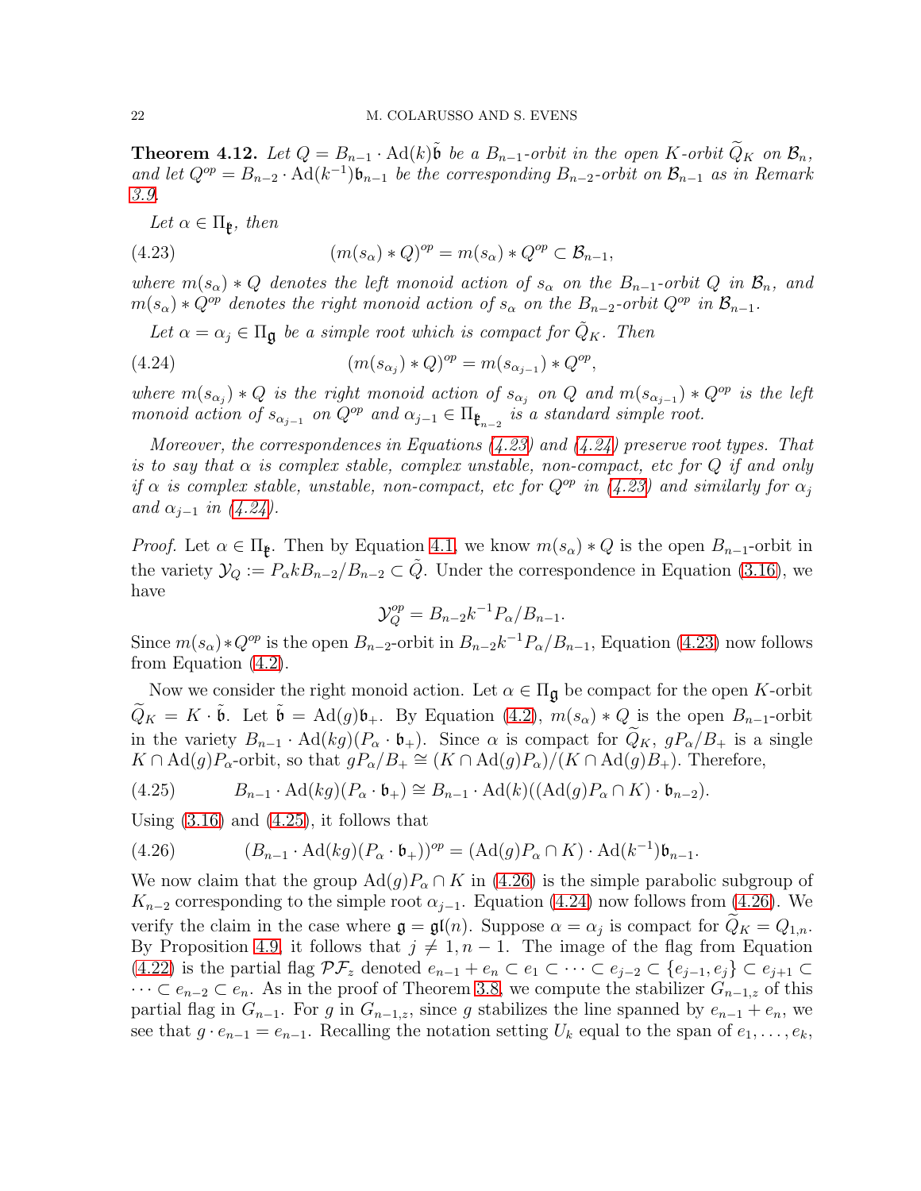**Theorem 4.12.** *Let $Q = B_{n-1} \cdot \mathrm{Ad}(k)\tilde{\mathfrak{b}}$ be a $B_{n-1}$-orbit in the open $K$-orbit $\widetilde{Q}_K$ on $\mathcal{B}_n$, and let $Q^{op} = B_{n-2} \cdot \mathrm{Ad}(k^{-1})\mathfrak{b}_{n-1}$ be the corresponding $B_{n-2}$-orbit on $\mathcal{B}_{n-1}$ as in Remark 3.9.*

*Let $\alpha \in \Pi_{\mathfrak{k}}$, then*

$$(m(s_\alpha) * Q)^{op} = m(s_\alpha) * Q^{op} \subset \mathcal{B}_{n-1}, \tag{4.23}$$

*where $m(s_\alpha) * Q$ denotes the left monoid action of $s_\alpha$ on the $B_{n-1}$-orbit $Q$ in $\mathcal{B}_n$, and $m(s_\alpha) * Q^{op}$ denotes the right monoid action of $s_\alpha$ on the $B_{n-2}$-orbit $Q^{op}$ in $\mathcal{B}_{n-1}$.*

*Let $\alpha = \alpha_j \in \Pi_{\mathfrak{g}}$ be a simple root which is compact for $\tilde{Q}_K$. Then*

$$(m(s_{\alpha_j}) * Q)^{op} = m(s_{\alpha_{j-1}}) * Q^{op}, \tag{4.24}$$

*where $m(s_{\alpha_j}) * Q$ is the right monoid action of $s_{\alpha_j}$ on $Q$ and $m(s_{\alpha_{j-1}}) * Q^{op}$ is the left monoid action of $s_{\alpha_{j-1}}$ on $Q^{op}$ and $\alpha_{j-1} \in \Pi_{\mathfrak{k}_{n-2}}$ is a standard simple root.*

*Moreover, the correspondences in Equations (4.23) and (4.24) preserve root types. That is to say that $\alpha$ is complex stable, complex unstable, non-compact, etc for $Q$ if and only if $\alpha$ is complex stable, unstable, non-compact, etc for $Q^{op}$ in (4.23) and similarly for $\alpha_j$ and $\alpha_{j-1}$ in (4.24).*

*Proof.* Let $\alpha \in \Pi_{\mathfrak{k}}$. Then by Equation 4.1, we know $m(s_\alpha) * Q$ is the open $B_{n-1}$-orbit in the variety $\mathcal{Y}_Q := P_\alpha k B_{n-2}/B_{n-2} \subset \tilde{Q}$. Under the correspondence in Equation (3.16), we have

$$\mathcal{Y}_Q^{op} = B_{n-2} k^{-1} P_\alpha / B_{n-1}.$$

Since $m(s_\alpha) * Q^{op}$ is the open $B_{n-2}$-orbit in $B_{n-2} k^{-1} P_\alpha / B_{n-1}$, Equation (4.23) now follows from Equation (4.2).

Now we consider the right monoid action. Let $\alpha \in \Pi_{\mathfrak{g}}$ be compact for the open $K$-orbit $\widetilde{Q}_K = K \cdot \tilde{\mathfrak{b}}$. Let $\tilde{\mathfrak{b}} = \mathrm{Ad}(g)\mathfrak{b}_+$. By Equation (4.2), $m(s_\alpha) * Q$ is the open $B_{n-1}$-orbit in the variety $B_{n-1} \cdot \mathrm{Ad}(kg)(P_\alpha \cdot \mathfrak{b}_+)$. Since $\alpha$ is compact for $\widetilde{Q}_K$, $gP_\alpha/B_+$ is a single $K \cap \mathrm{Ad}(g)P_\alpha$-orbit, so that $gP_\alpha/B_+ \cong (K \cap \mathrm{Ad}(g)P_\alpha)/(K \cap \mathrm{Ad}(g)B_+)$. Therefore,

$$B_{n-1} \cdot \mathrm{Ad}(kg)(P_\alpha \cdot \mathfrak{b}_+) \cong B_{n-1} \cdot \mathrm{Ad}(k)((\mathrm{Ad}(g)P_\alpha \cap K) \cdot \mathfrak{b}_{n-2}). \tag{4.25}$$

Using (3.16) and (4.25), it follows that

$$(B_{n-1} \cdot \mathrm{Ad}(kg)(P_\alpha \cdot \mathfrak{b}_+))^{op} = (\mathrm{Ad}(g)P_\alpha \cap K) \cdot \mathrm{Ad}(k^{-1})\mathfrak{b}_{n-1}. \tag{4.26}$$

We now claim that the group $\mathrm{Ad}(g)P_\alpha \cap K$ in (4.26) is the simple parabolic subgroup of $K_{n-2}$ corresponding to the simple root $\alpha_{j-1}$. Equation (4.24) now follows from (4.26). We verify the claim in the case where $\mathfrak{g} = \mathfrak{gl}(n)$. Suppose $\alpha = \alpha_j$ is compact for $\widetilde{Q}_K = Q_{1,n}$. By Proposition 4.9, it follows that $j \neq 1, n-1$. The image of the flag from Equation (4.22) is the partial flag $\mathcal{PF}_z$ denoted $e_{n-1} + e_n \subset e_1 \subset \cdots \subset e_{j-2} \subset \{e_{j-1}, e_j\} \subset e_{j+1} \subset \cdots \subset e_{n-2} \subset e_n$. As in the proof of Theorem 3.8, we compute the stabilizer $G_{n-1,z}$ of this partial flag in $G_{n-1}$. For $g$ in $G_{n-1,z}$, since $g$ stabilizes the line spanned by $e_{n-1} + e_n$, we see that $g \cdot e_{n-1} = e_{n-1}$. Recalling the notation setting $U_k$ equal to the span of $e_1, \ldots, e_k$,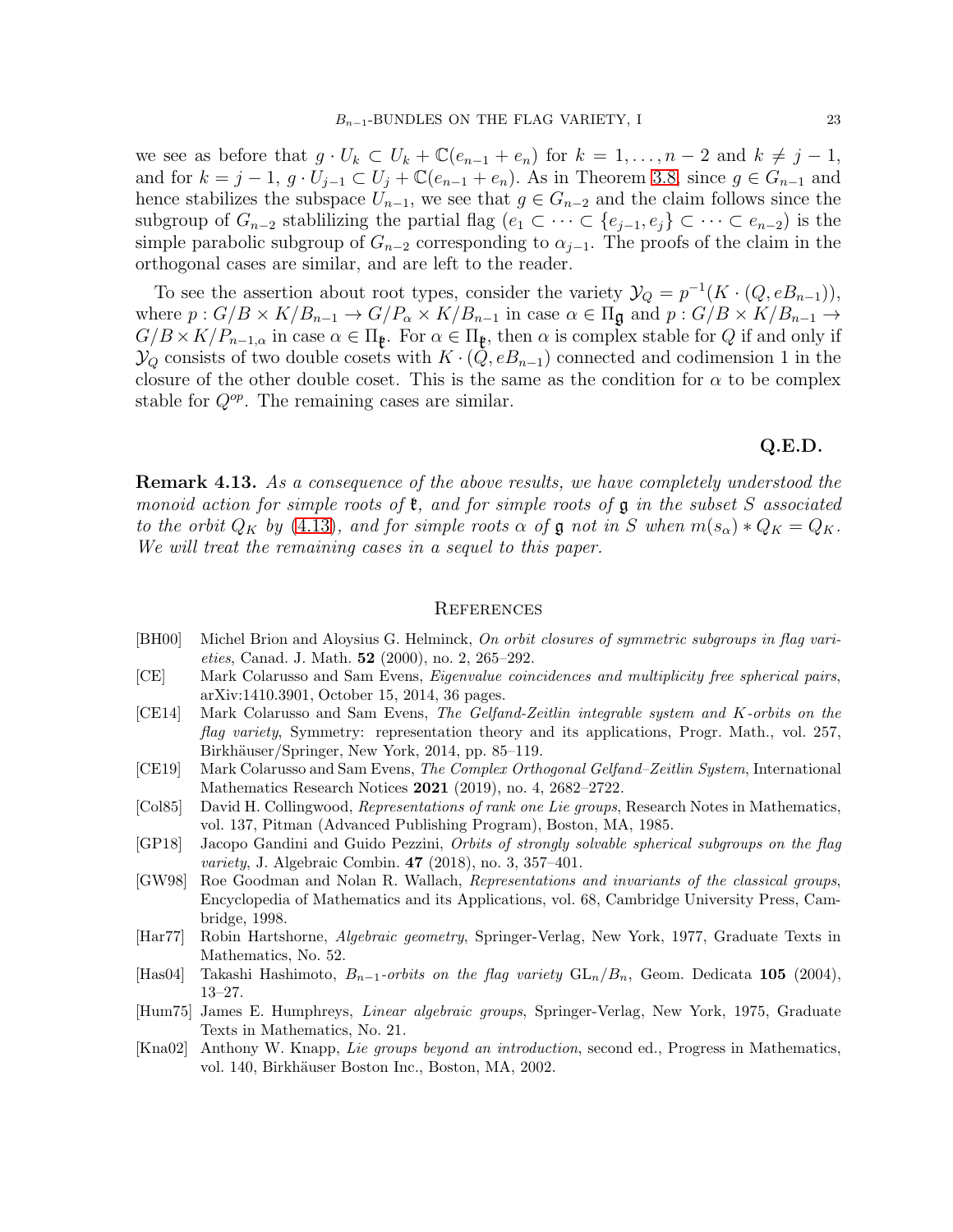we see as before that $g \cdot U_k \subset U_k + \mathbb{C}(e_{n-1} + e_n)$ for $k = 1, \dots, n-2$ and $k \neq j-1$, and for $k = j-1$, $g \cdot U_{j-1} \subset U_j + \mathbb{C}(e_{n-1} + e_n)$. As in Theorem 3.8, since $g \in G_{n-1}$ and hence stabilizes the subspace $U_{n-1}$, we see that $g \in G_{n-2}$ and the claim follows since the subgroup of $G_{n-2}$ stablilizing the partial flag $(e_1 \subset \cdots \subset \{e_{j-1}, e_j\} \subset \cdots \subset e_{n-2})$ is the simple parabolic subgroup of $G_{n-2}$ corresponding to $\alpha_{j-1}$. The proofs of the claim in the orthogonal cases are similar, and are left to the reader.

To see the assertion about root types, consider the variety $\mathcal{Y}_Q = p^{-1}(K \cdot (Q, eB_{n-1}))$, where $p : G/B \times K/B_{n-1} \to G/P_\alpha \times K/B_{n-1}$ in case $\alpha \in \Pi_{\mathfrak{g}}$ and $p : G/B \times K/B_{n-1} \to G/B \times K/P_{n-1,\alpha}$ in case $\alpha \in \Pi_{\mathfrak{k}}$. For $\alpha \in \Pi_{\mathfrak{k}}$, then $\alpha$ is complex stable for $Q$ if and only if $\mathcal{Y}_Q$ consists of two double cosets with $K \cdot (Q, eB_{n-1})$ connected and codimension 1 in the closure of the other double coset. This is the same as the condition for $\alpha$ to be complex stable for $Q^{op}$. The remaining cases are similar.

**Q.E.D.**

**Remark 4.13.** *As a consequence of the above results, we have completely understood the monoid action for simple roots of $\mathfrak{k}$, and for simple roots of $\mathfrak{g}$ in the subset $S$ associated to the orbit $Q_K$ by (4.13), and for simple roots $\alpha$ of $\mathfrak{g}$ not in $S$ when $m(s_\alpha) * Q_K = Q_K$. We will treat the remaining cases in a sequel to this paper.*

## References

- [BH00] Michel Brion and Aloysius G. Helminck, *On orbit closures of symmetric subgroups in flag varieties*, Canad. J. Math. **52** (2000), no. 2, 265–292.
- [CE] Mark Colarusso and Sam Evens, *Eigenvalue coincidences and multiplicity free spherical pairs*, arXiv:1410.3901, October 15, 2014, 36 pages.
- [CE14] Mark Colarusso and Sam Evens, *The Gelfand-Zeitlin integrable system and K-orbits on the flag variety*, Symmetry: representation theory and its applications, Progr. Math., vol. 257, Birkhäuser/Springer, New York, 2014, pp. 85–119.
- [CE19] Mark Colarusso and Sam Evens, *The Complex Orthogonal Gelfand–Zeitlin System*, International Mathematics Research Notices **2021** (2019), no. 4, 2682–2722.
- [Col85] David H. Collingwood, *Representations of rank one Lie groups*, Research Notes in Mathematics, vol. 137, Pitman (Advanced Publishing Program), Boston, MA, 1985.
- [GP18] Jacopo Gandini and Guido Pezzini, *Orbits of strongly solvable spherical subgroups on the flag variety*, J. Algebraic Combin. **47** (2018), no. 3, 357–401.
- [GW98] Roe Goodman and Nolan R. Wallach, *Representations and invariants of the classical groups*, Encyclopedia of Mathematics and its Applications, vol. 68, Cambridge University Press, Cambridge, 1998.
- [Har77] Robin Hartshorne, *Algebraic geometry*, Springer-Verlag, New York, 1977, Graduate Texts in Mathematics, No. 52.
- [Has04] Takashi Hashimoto, *$B_{n-1}$-orbits on the flag variety $\mathrm{GL}_n/B_n$*, Geom. Dedicata **105** (2004), 13–27.
- [Hum75] James E. Humphreys, *Linear algebraic groups*, Springer-Verlag, New York, 1975, Graduate Texts in Mathematics, No. 21.
- [Kna02] Anthony W. Knapp, *Lie groups beyond an introduction*, second ed., Progress in Mathematics, vol. 140, Birkhäuser Boston Inc., Boston, MA, 2002.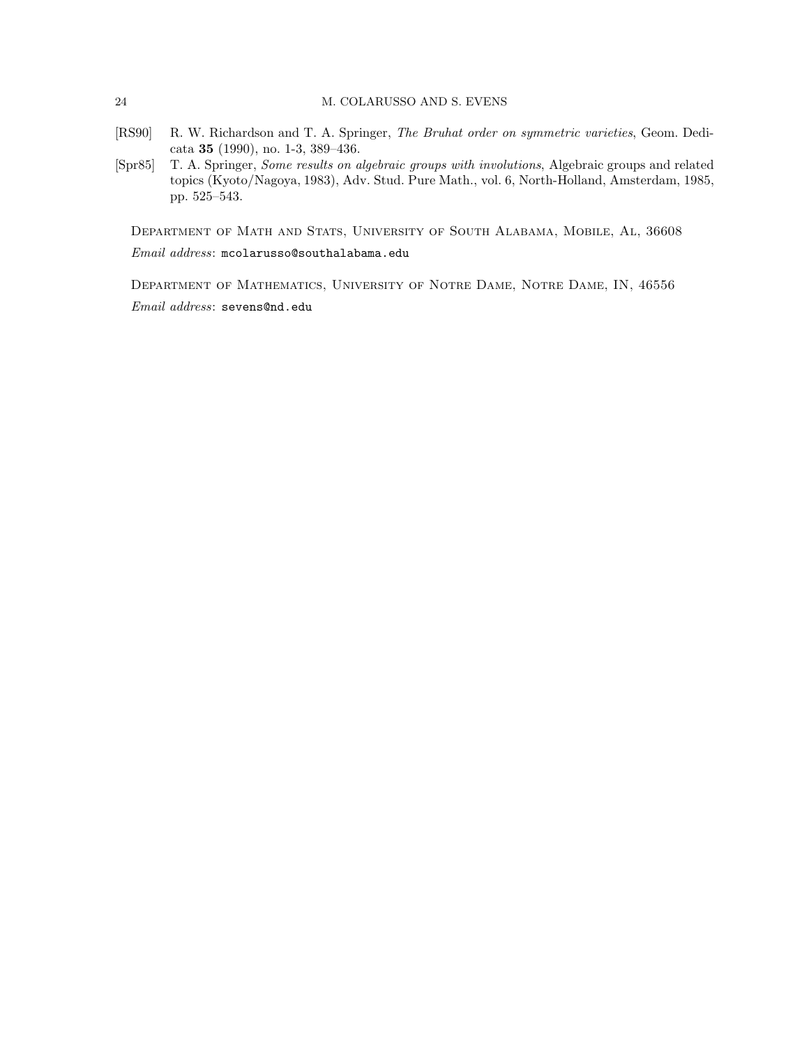[RS90] R. W. Richardson and T. A. Springer, *The Bruhat order on symmetric varieties*, Geom. Dedicata **35** (1990), no. 1-3, 389–436.

[Spr85] T. A. Springer, *Some results on algebraic groups with involutions*, Algebraic groups and related topics (Kyoto/Nagoya, 1983), Adv. Stud. Pure Math., vol. 6, North-Holland, Amsterdam, 1985, pp. 525–543.

Department of Math and Stats, University of South Alabama, Mobile, Al, 36608

*Email address*: mcolarusso@southalabama.edu

Department of Mathematics, University of Notre Dame, Notre Dame, IN, 46556

*Email address*: sevens@nd.edu